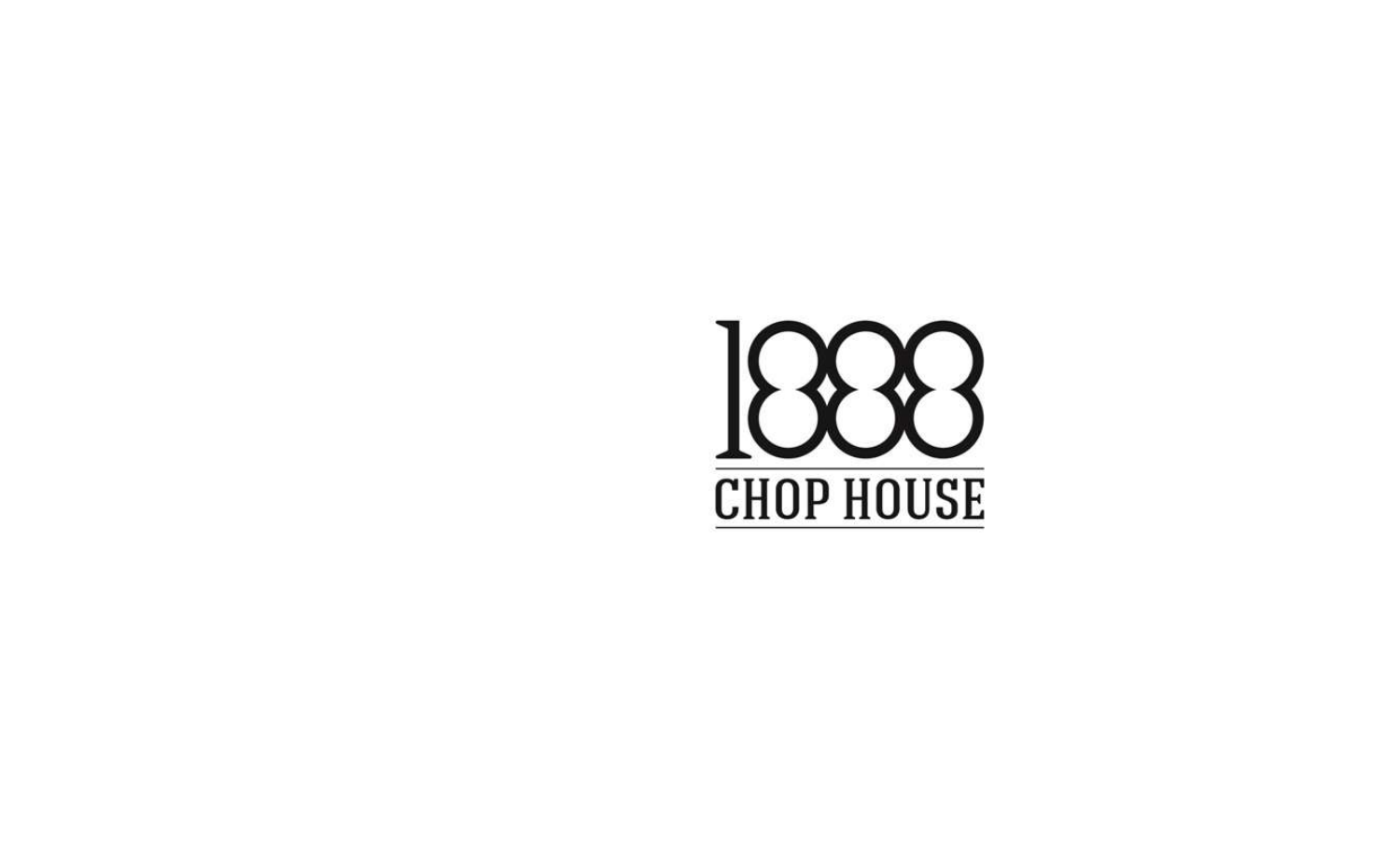# 1888

## CHOP HOUSE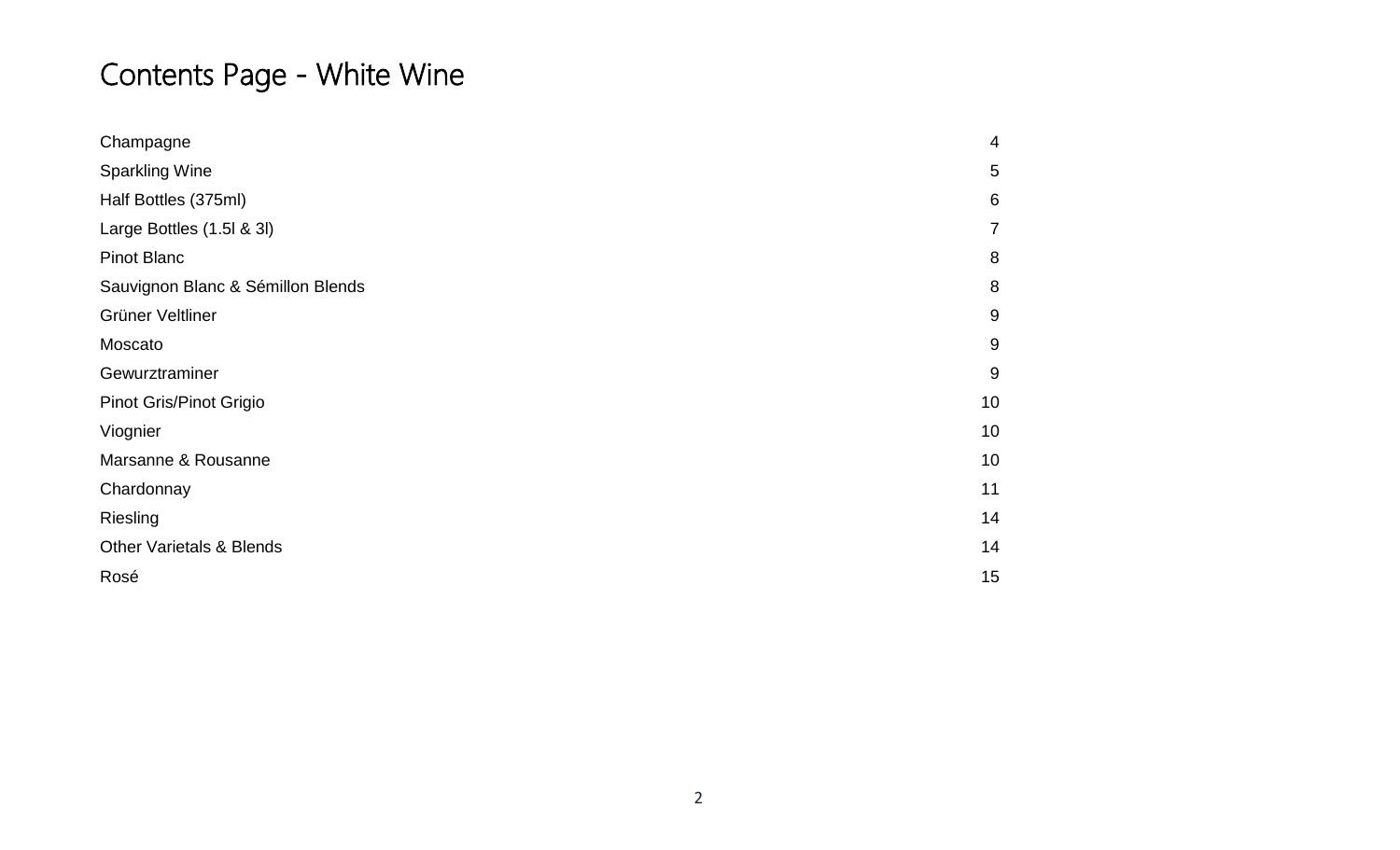# Contents Page - White Wine

| | |
|---|---|
| Champagne | 4 |
| Sparkling Wine | 5 |
| Half Bottles (375ml) | 6 |
| Large Bottles (1.5l & 3l) | 7 |
| Pinot Blanc | 8 |
| Sauvignon Blanc & Sémillon Blends | 8 |
| Grüner Veltliner | 9 |
| Moscato | 9 |
| Gewurztraminer | 9 |
| Pinot Gris/Pinot Grigio | 10 |
| Viognier | 10 |
| Marsanne & Rousanne | 10 |
| Chardonnay | 11 |
| Riesling | 14 |
| Other Varietals & Blends | 14 |
| Rosé | 15 |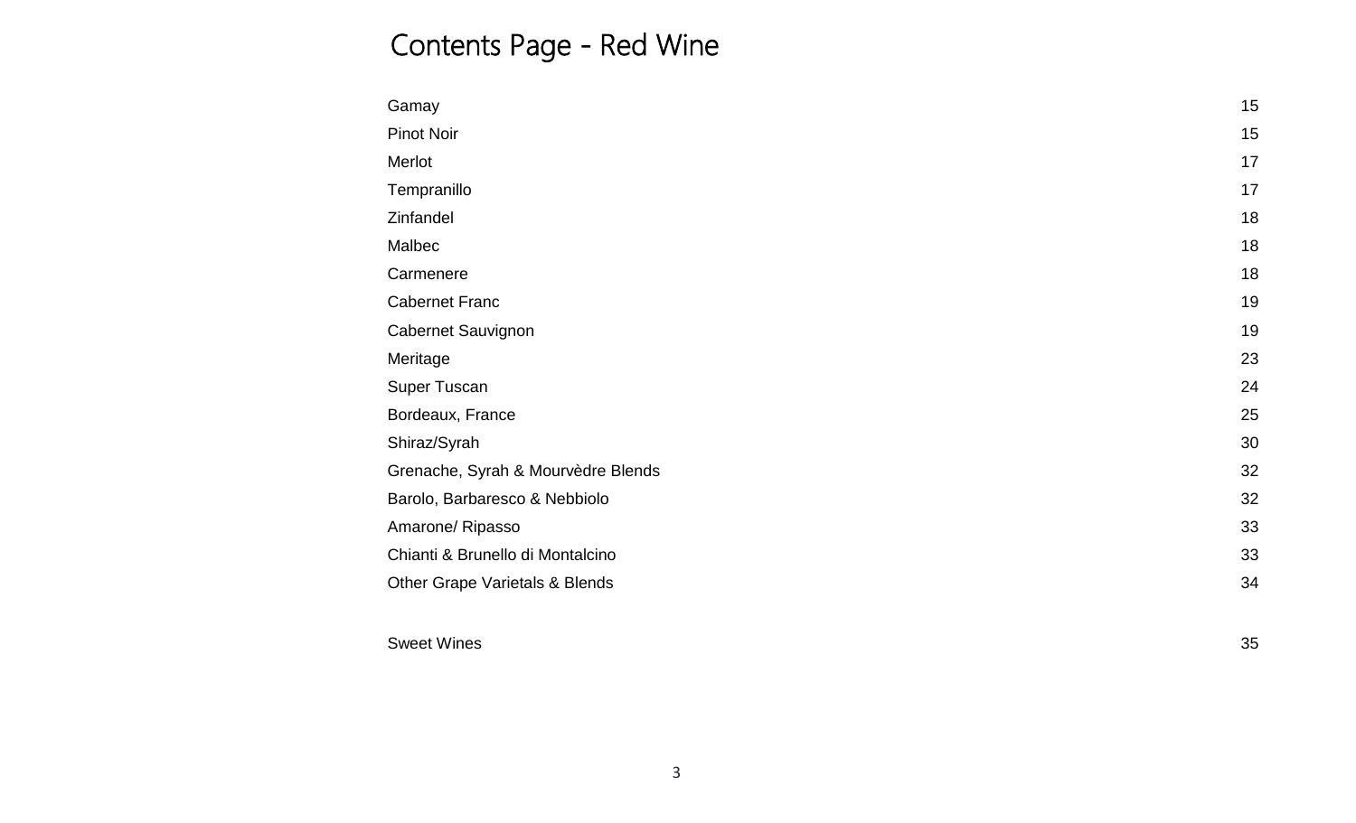# Contents Page - Red Wine

| | |
|---|---|
| Gamay | 15 |
| Pinot Noir | 15 |
| Merlot | 17 |
| Tempranillo | 17 |
| Zinfandel | 18 |
| Malbec | 18 |
| Carmenere | 18 |
| Cabernet Franc | 19 |
| Cabernet Sauvignon | 19 |
| Meritage | 23 |
| Super Tuscan | 24 |
| Bordeaux, France | 25 |
| Shiraz/Syrah | 30 |
| Grenache, Syrah & Mourvèdre Blends | 32 |
| Barolo, Barbaresco & Nebbiolo | 32 |
| Amarone/ Ripasso | 33 |
| Chianti & Brunello di Montalcino | 33 |
| Other Grape Varietals & Blends | 34 |
| | |
| Sweet Wines | 35 |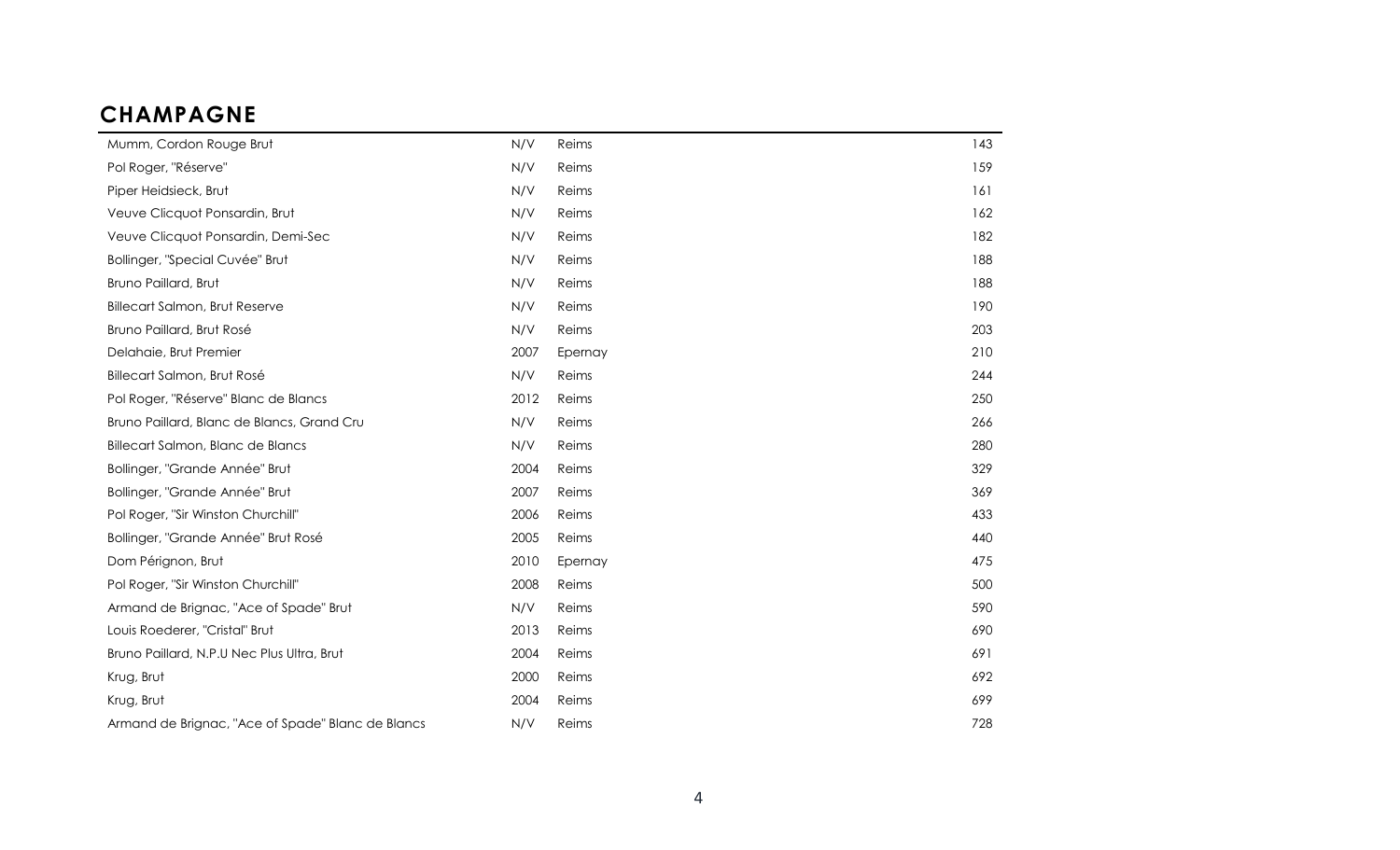## CHAMPAGNE

| | | | |
|---|---|---|---|
| Mumm, Cordon Rouge Brut | N/V | Reims | 143 |
| Pol Roger, "Réserve" | N/V | Reims | 159 |
| Piper Heidsieck, Brut | N/V | Reims | 161 |
| Veuve Clicquot Ponsardin, Brut | N/V | Reims | 162 |
| Veuve Clicquot Ponsardin, Demi-Sec | N/V | Reims | 182 |
| Bollinger, "Special Cuvée" Brut | N/V | Reims | 188 |
| Bruno Paillard, Brut | N/V | Reims | 188 |
| Billecart Salmon, Brut Reserve | N/V | Reims | 190 |
| Bruno Paillard, Brut Rosé | N/V | Reims | 203 |
| Delahaie, Brut Premier | 2007 | Epernay | 210 |
| Billecart Salmon, Brut Rosé | N/V | Reims | 244 |
| Pol Roger, "Réserve" Blanc de Blancs | 2012 | Reims | 250 |
| Bruno Paillard, Blanc de Blancs, Grand Cru | N/V | Reims | 266 |
| Billecart Salmon, Blanc de Blancs | N/V | Reims | 280 |
| Bollinger, "Grande Année" Brut | 2004 | Reims | 329 |
| Bollinger, "Grande Année" Brut | 2007 | Reims | 369 |
| Pol Roger, "Sir Winston Churchill" | 2006 | Reims | 433 |
| Bollinger, "Grande Année" Brut Rosé | 2005 | Reims | 440 |
| Dom Pérignon, Brut | 2010 | Epernay | 475 |
| Pol Roger, "Sir Winston Churchill" | 2008 | Reims | 500 |
| Armand de Brignac, "Ace of Spade" Brut | N/V | Reims | 590 |
| Louis Roederer, "Cristal" Brut | 2013 | Reims | 690 |
| Bruno Paillard, N.P.U Nec Plus Ultra, Brut | 2004 | Reims | 691 |
| Krug, Brut | 2000 | Reims | 692 |
| Krug, Brut | 2004 | Reims | 699 |
| Armand de Brignac, "Ace of Spade" Blanc de Blancs | N/V | Reims | 728 |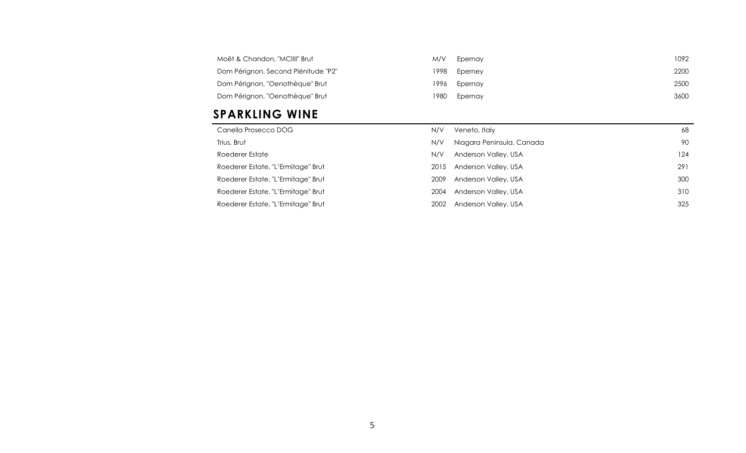| | | | |
|---|---|---|---|
| Moët & Chandon, "MCIII" Brut | M/V | Epernay | 1092 |
| Dom Pérignon, Second Plénitude "P2" | 1998 | Eperney | 2200 |
| Dom Pérignon, "Oenothèque" Brut | 1996 | Epernay | 2500 |
| Dom Pérignon, "Oenothèque" Brut | 1980 | Epernay | 3600 |

## SPARKLING WINE

| | | | |
|---|---|---|---|
| Canella Prosecco DOG | N/V | Veneto, Italy | 68 |
| Trius, Brut | N/V | Niagara Peninsula, Canada | 90 |
| Roederer Estate | N/V | Anderson Valley, USA | 124 |
| Roederer Estate, "L'Ermitage" Brut | 2015 | Anderson Valley, USA | 291 |
| Roederer Estate, "L'Ermitage" Brut | 2009 | Anderson Valley, USA | 300 |
| Roederer Estate, "L'Ermitage" Brut | 2004 | Anderson Valley, USA | 310 |
| Roederer Estate, "L'Ermitage" Brut | 2002 | Anderson Valley, USA | 325 |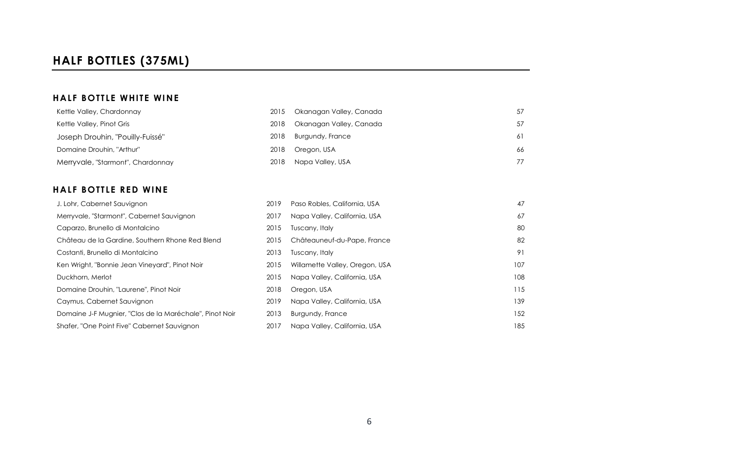# HALF BOTTLES (375ML)

## HALF BOTTLE WHITE WINE

| Wine | Vintage | Region | Price |
|---|---|---|---|
| Kettle Valley, Chardonnay | 2015 | Okanagan Valley, Canada | 57 |
| Kettle Valley, Pinot Gris | 2018 | Okanagan Valley, Canada | 57 |
| Joseph Drouhin, "Pouilly-Fuissé" | 2018 | Burgundy, France | 61 |
| Domaine Drouhin, "Arthur" | 2018 | Oregon, USA | 66 |
| Merryvale, "Starmont", Chardonnay | 2018 | Napa Valley, USA | 77 |

## HALF BOTTLE RED WINE

| Wine | Vintage | Region | Price |
|---|---|---|---|
| J. Lohr, Cabernet Sauvignon | 2019 | Paso Robles, California, USA | 47 |
| Merryvale, "Starmont", Cabernet Sauvignon | 2017 | Napa Valley, California, USA | 67 |
| Caparzo, Brunello di Montalcino | 2015 | Tuscany, Italy | 80 |
| Château de la Gardine, Southern Rhone Red Blend | 2015 | Châteauneuf-du-Pape, France | 82 |
| Costanti, Brunello di Montalcino | 2013 | Tuscany, Italy | 91 |
| Ken Wright, "Bonnie Jean Vineyard", Pinot Noir | 2015 | Willamette Valley, Oregon, USA | 107 |
| Duckhorn, Merlot | 2015 | Napa Valley, California, USA | 108 |
| Domaine Drouhin, "Laurene", Pinot Noir | 2018 | Oregon, USA | 115 |
| Caymus, Cabernet Sauvignon | 2019 | Napa Valley, California, USA | 139 |
| Domaine J-F Mugnier, "Clos de la Maréchale", Pinot Noir | 2013 | Burgundy, France | 152 |
| Shafer, "One Point Five" Cabernet Sauvignon | 2017 | Napa Valley, California, USA | 185 |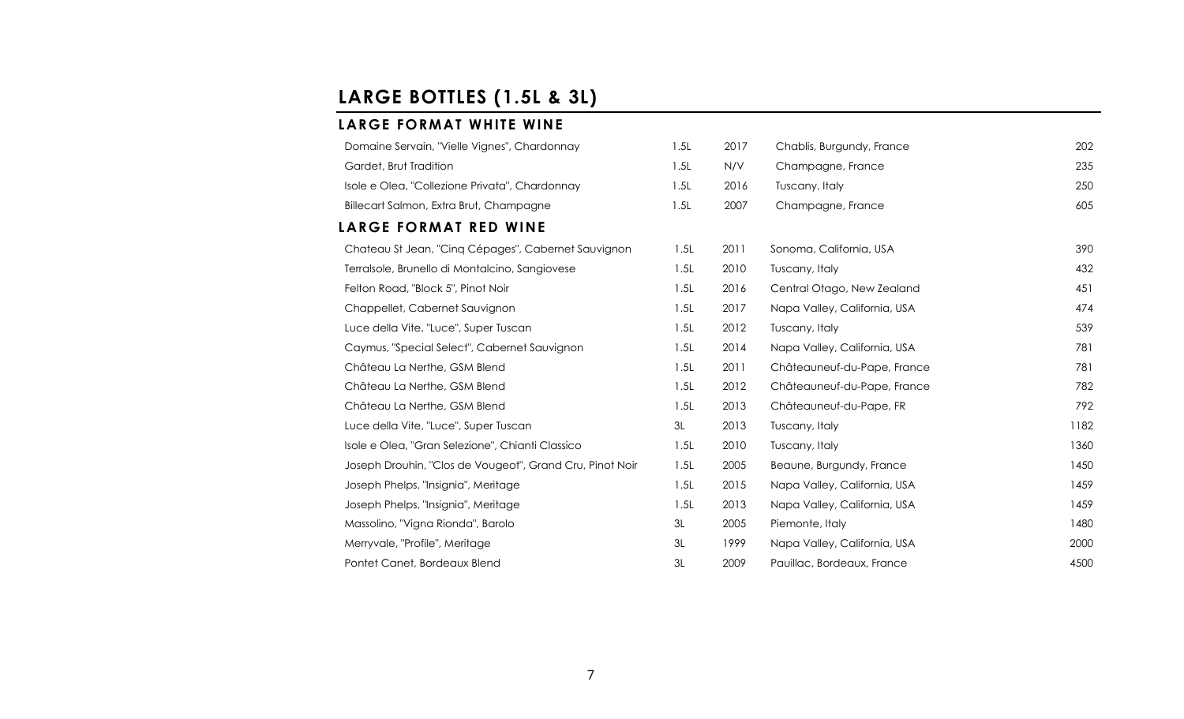# LARGE BOTTLES (1.5L & 3L)

## LARGE FORMAT WHITE WINE

| | | | | |
|---|---|---|---|---|
| Domaine Servain, "Vielle Vignes", Chardonnay | 1.5L | 2017 | Chablis, Burgundy, France | 202 |
| Gardet, Brut Tradition | 1.5L | N/V | Champagne, France | 235 |
| Isole e Olea, "Collezione Privata", Chardonnay | 1.5L | 2016 | Tuscany, Italy | 250 |
| Billecart Salmon, Extra Brut, Champagne | 1.5L | 2007 | Champagne, France | 605 |

## LARGE FORMAT RED WINE

| | | | | |
|---|---|---|---|---|
| Chateau St Jean, "Cinq Cépages", Cabernet Sauvignon | 1.5L | 2011 | Sonoma, California, USA | 390 |
| Terralsole, Brunello di Montalcino, Sangiovese | 1.5L | 2010 | Tuscany, Italy | 432 |
| Felton Road, "Block 5", Pinot Noir | 1.5L | 2016 | Central Otago, New Zealand | 451 |
| Chappellet, Cabernet Sauvignon | 1.5L | 2017 | Napa Valley, California, USA | 474 |
| Luce della Vite, "Luce", Super Tuscan | 1.5L | 2012 | Tuscany, Italy | 539 |
| Caymus, "Special Select", Cabernet Sauvignon | 1.5L | 2014 | Napa Valley, California, USA | 781 |
| Château La Nerthe, GSM Blend | 1.5L | 2011 | Châteauneuf-du-Pape, France | 781 |
| Château La Nerthe, GSM Blend | 1.5L | 2012 | Châteauneuf-du-Pape, France | 782 |
| Château La Nerthe, GSM Blend | 1.5L | 2013 | Châteauneuf-du-Pape, FR | 792 |
| Luce della Vite, "Luce", Super Tuscan | 3L | 2013 | Tuscany, Italy | 1182 |
| Isole e Olea, "Gran Selezione", Chianti Classico | 1.5L | 2010 | Tuscany, Italy | 1360 |
| Joseph Drouhin, "Clos de Vougeot", Grand Cru, Pinot Noir | 1.5L | 2005 | Beaune, Burgundy, France | 1450 |
| Joseph Phelps, "Insignia", Meritage | 1.5L | 2015 | Napa Valley, California, USA | 1459 |
| Joseph Phelps, "Insignia", Meritage | 1.5L | 2013 | Napa Valley, California, USA | 1459 |
| Massolino, "Vigna Rionda", Barolo | 3L | 2005 | Piemonte, Italy | 1480 |
| Merryvale, "Profile", Meritage | 3L | 1999 | Napa Valley, California, USA | 2000 |
| Pontet Canet, Bordeaux Blend | 3L | 2009 | Pauillac, Bordeaux, France | 4500 |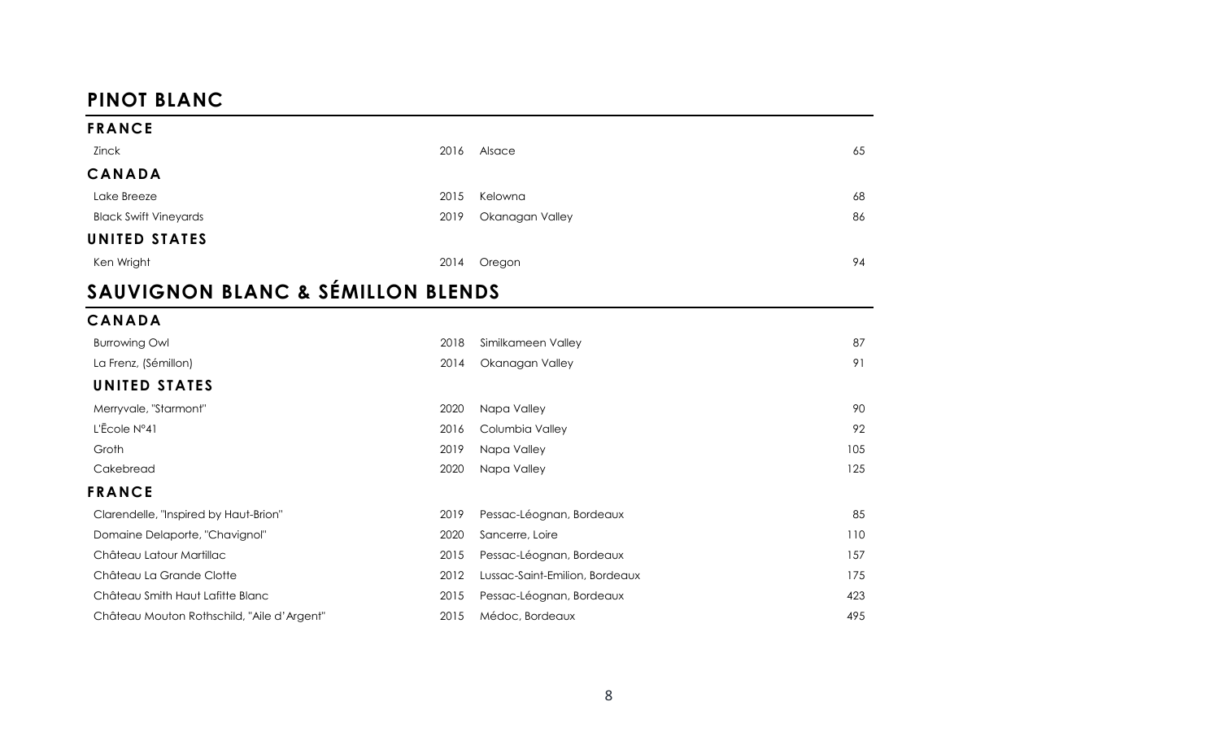## PINOT BLANC

### FRANCE

| | | | |
|---|---|---|---|
| Zinck | 2016 | Alsace | 65 |

### CANADA

| | | | |
|---|---|---|---|
| Lake Breeze | 2015 | Kelowna | 68 |
| Black Swift Vineyards | 2019 | Okanagan Valley | 86 |

### UNITED STATES

| | | | |
|---|---|---|---|
| Ken Wright | 2014 | Oregon | 94 |

## SAUVIGNON BLANC & SÉMILLON BLENDS

### CANADA

| | | | |
|---|---|---|---|
| Burrowing Owl | 2018 | Similkameen Valley | 87 |
| La Frenz, (Sémillon) | 2014 | Okanagan Valley | 91 |

### UNITED STATES

| | | | |
|---|---|---|---|
| Merryvale, "Starmont" | 2020 | Napa Valley | 90 |
| L'Ĕcole N°41 | 2016 | Columbia Valley | 92 |
| Groth | 2019 | Napa Valley | 105 |
| Cakebread | 2020 | Napa Valley | 125 |

### FRANCE

| | | | |
|---|---|---|---|
| Clarendelle, "Inspired by Haut-Brion" | 2019 | Pessac-Léognan, Bordeaux | 85 |
| Domaine Delaporte, "Chavignol" | 2020 | Sancerre, Loire | 110 |
| Château Latour Martillac | 2015 | Pessac-Léognan, Bordeaux | 157 |
| Château La Grande Clotte | 2012 | Lussac-Saint-Emilion, Bordeaux | 175 |
| Château Smith Haut Lafitte Blanc | 2015 | Pessac-Léognan, Bordeaux | 423 |
| Château Mouton Rothschild, "Aile d'Argent" | 2015 | Médoc, Bordeaux | 495 |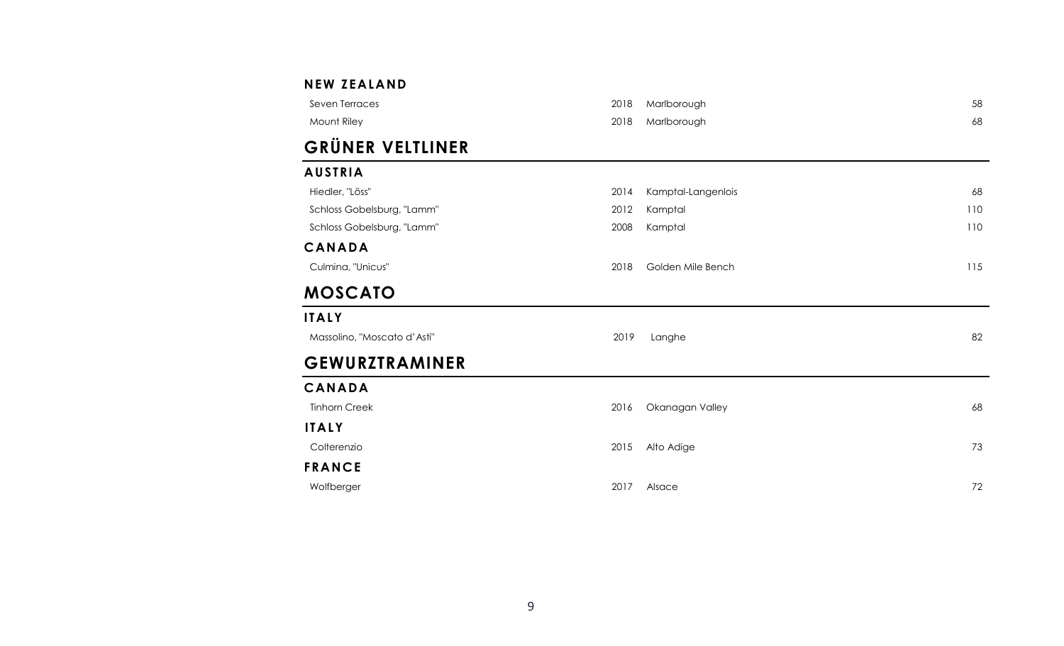### NEW ZEALAND

| | | | |
|---|---|---|---|
| Seven Terraces | 2018 | Marlborough | 58 |
| Mount Riley | 2018 | Marlborough | 68 |

## GRÜNER VELTLINER

### AUSTRIA

| | | | |
|---|---|---|---|
| Hiedler, "Löss" | 2014 | Kamptal-Langenlois | 68 |
| Schloss Gobelsburg, "Lamm" | 2012 | Kamptal | 110 |
| Schloss Gobelsburg, "Lamm" | 2008 | Kamptal | 110 |

### CANADA

| | | | |
|---|---|---|---|
| Culmina, "Unicus" | 2018 | Golden Mile Bench | 115 |

## MOSCATO

### ITALY

| | | | |
|---|---|---|---|
| Massolino, "Moscato d'Asti" | 2019 | Langhe | 82 |

## GEWURZTRAMINER

### CANADA

| | | | |
|---|---|---|---|
| Tinhorn Creek | 2016 | Okanagan Valley | 68 |

### ITALY

| | | | |
|---|---|---|---|
| Colterenzio | 2015 | Alto Adige | 73 |

### FRANCE

| | | | |
|---|---|---|---|
| Wolfberger | 2017 | Alsace | 72 |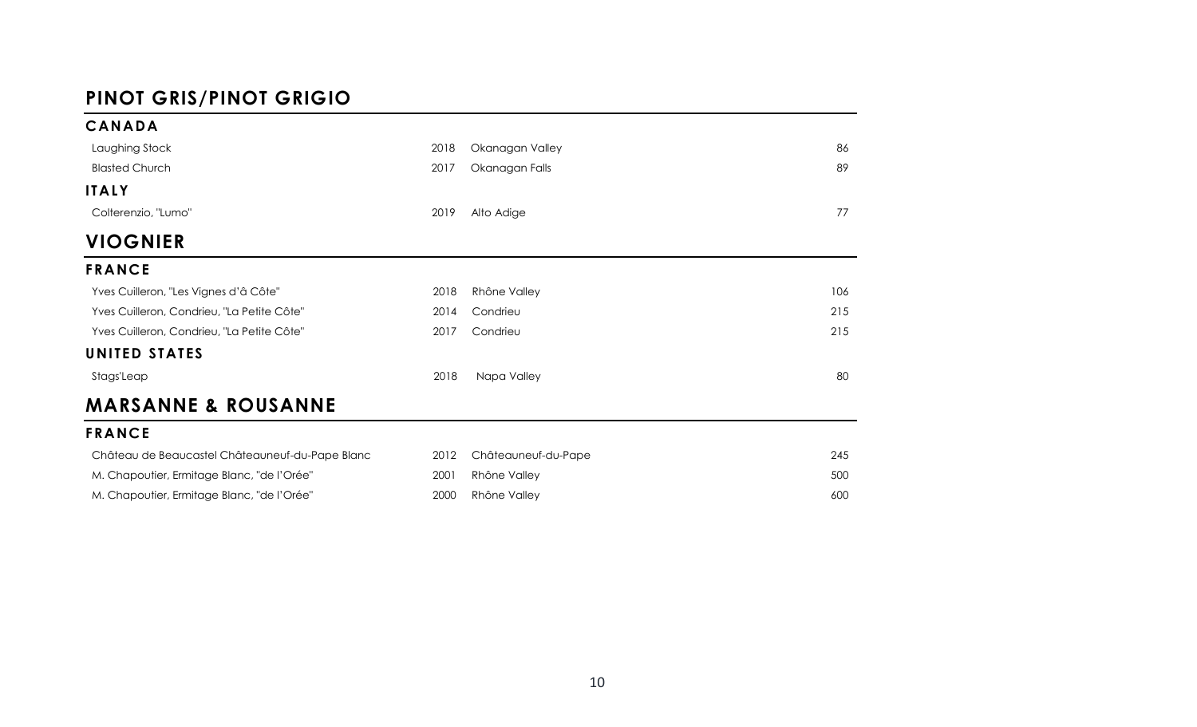## PINOT GRIS/PINOT GRIGIO

### CANADA

| | | | |
|---|---|---|---|
| Laughing Stock | 2018 | Okanagan Valley | 86 |
| Blasted Church | 2017 | Okanagan Falls | 89 |

### ITALY

| | | | |
|---|---|---|---|
| Colterenzio, "Lumo" | 2019 | Alto Adige | 77 |

## VIOGNIER

### FRANCE

| | | | |
|---|---|---|---|
| Yves Cuilleron, "Les Vignes d'â Côte" | 2018 | Rhône Valley | 106 |
| Yves Cuilleron, Condrieu, "La Petite Côte" | 2014 | Condrieu | 215 |
| Yves Cuilleron, Condrieu, "La Petite Côte" | 2017 | Condrieu | 215 |

### UNITED STATES

| | | | |
|---|---|---|---|
| Stags'Leap | 2018 | Napa Valley | 80 |

## MARSANNE & ROUSANNE

### FRANCE

| | | | |
|---|---|---|---|
| Château de Beaucastel Châteauneuf-du-Pape Blanc | 2012 | Châteauneuf-du-Pape | 245 |
| M. Chapoutier, Ermitage Blanc, "de l'Orée" | 2001 | Rhône Valley | 500 |
| M. Chapoutier, Ermitage Blanc, "de l'Orée" | 2000 | Rhône Valley | 600 |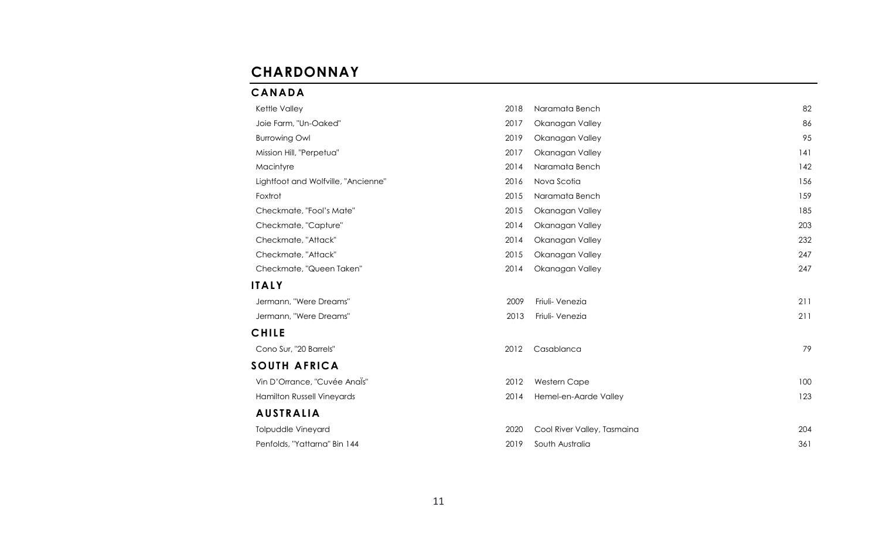# CHARDONNAY

## CANADA

| | | | |
|---|---|---|---|
| Kettle Valley | 2018 | Naramata Bench | 82 |
| Joie Farm, "Un-Oaked" | 2017 | Okanagan Valley | 86 |
| Burrowing Owl | 2019 | Okanagan Valley | 95 |
| Mission Hill, "Perpetua" | 2017 | Okanagan Valley | 141 |
| Macintyre | 2014 | Naramata Bench | 142 |
| Lightfoot and Wolfville, "Ancienne" | 2016 | Nova Scotia | 156 |
| Foxtrot | 2015 | Naramata Bench | 159 |
| Checkmate, "Fool's Mate" | 2015 | Okanagan Valley | 185 |
| Checkmate, "Capture" | 2014 | Okanagan Valley | 203 |
| Checkmate, "Attack" | 2014 | Okanagan Valley | 232 |
| Checkmate, "Attack" | 2015 | Okanagan Valley | 247 |
| Checkmate, "Queen Taken" | 2014 | Okanagan Valley | 247 |

## ITALY

| | | | |
|---|---|---|---|
| Jermann, "Were Dreams" | 2009 | Friuli- Venezia | 211 |
| Jermann, "Were Dreams" | 2013 | Friuli- Venezia | 211 |

## CHILE

| | | | |
|---|---|---|---|
| Cono Sur, "20 Barrels" | 2012 | Casablanca | 79 |

## SOUTH AFRICA

| | | | |
|---|---|---|---|
| Vin D'Orrance, "Cuvée Anaïs" | 2012 | Western Cape | 100 |
| Hamilton Russell Vineyards | 2014 | Hemel-en-Aarde Valley | 123 |

## AUSTRALIA

| | | | |
|---|---|---|---|
| Tolpuddle Vineyard | 2020 | Cool River Valley, Tasmaina | 204 |
| Penfolds, "Yattarna" Bin 144 | 2019 | South Australia | 361 |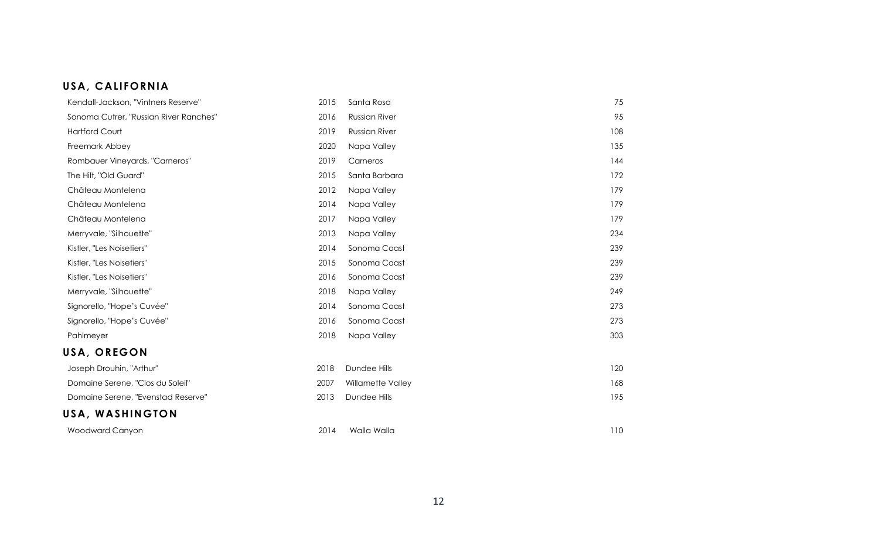## USA, CALIFORNIA

| | | | |
|---|---|---|---|
| Kendall-Jackson, "Vintners Reserve" | 2015 | Santa Rosa | 75 |
| Sonoma Cutrer, "Russian River Ranches" | 2016 | Russian River | 95 |
| Hartford Court | 2019 | Russian River | 108 |
| Freemark Abbey | 2020 | Napa Valley | 135 |
| Rombauer Vineyards, "Carneros" | 2019 | Carneros | 144 |
| The Hilt, "Old Guard" | 2015 | Santa Barbara | 172 |
| Château Montelena | 2012 | Napa Valley | 179 |
| Château Montelena | 2014 | Napa Valley | 179 |
| Château Montelena | 2017 | Napa Valley | 179 |
| Merryvale, "Silhouette" | 2013 | Napa Valley | 234 |
| Kistler, "Les Noisetiers" | 2014 | Sonoma Coast | 239 |
| Kistler, "Les Noisetiers" | 2015 | Sonoma Coast | 239 |
| Kistler, "Les Noisetiers" | 2016 | Sonoma Coast | 239 |
| Merryvale, "Silhouette" | 2018 | Napa Valley | 249 |
| Signorello, "Hope's Cuvée" | 2014 | Sonoma Coast | 273 |
| Signorello, "Hope's Cuvée" | 2016 | Sonoma Coast | 273 |
| Pahlmeyer | 2018 | Napa Valley | 303 |

## USA, OREGON

| | | | |
|---|---|---|---|
| Joseph Drouhin, "Arthur" | 2018 | Dundee Hills | 120 |
| Domaine Serene, "Clos du Soleil" | 2007 | Willamette Valley | 168 |
| Domaine Serene, "Evenstad Reserve" | 2013 | Dundee Hills | 195 |

## USA, WASHINGTON

| | | | |
|---|---|---|---|
| Woodward Canyon | 2014 | Walla Walla | 110 |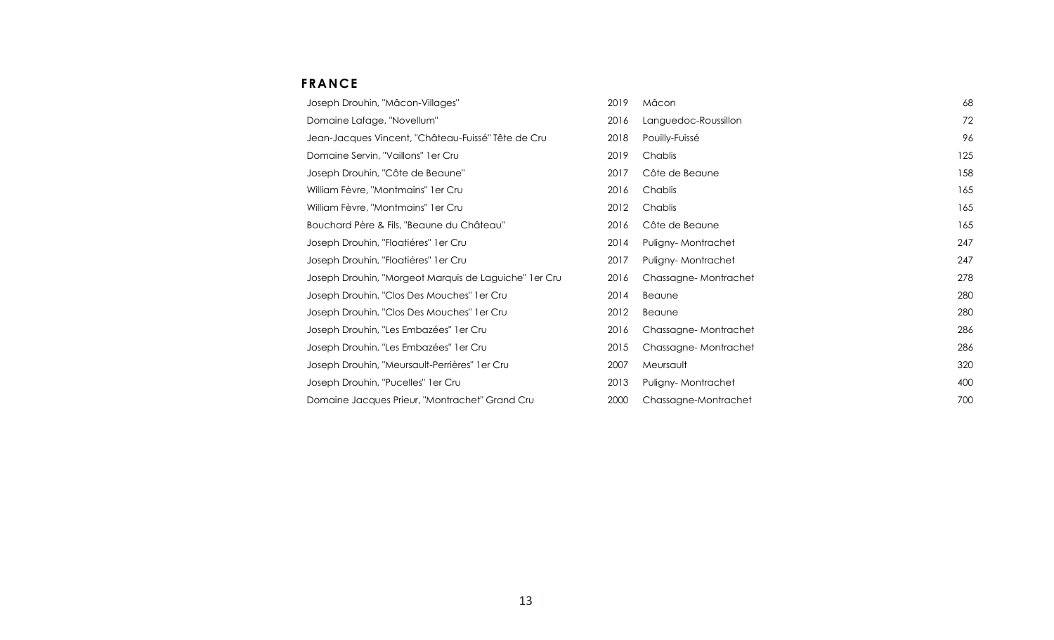## FRANCE

| | | | |
|---|---|---|---|
| Joseph Drouhin, "Mâcon-Villages" | 2019 | Mâcon | 68 |
| Domaine Lafage, "Novellum" | 2016 | Languedoc-Roussillon | 72 |
| Jean-Jacques Vincent, "Château-Fuissé" Tête de Cru | 2018 | Pouilly-Fuissé | 96 |
| Domaine Servin, "Vaillons" 1er Cru | 2019 | Chablis | 125 |
| Joseph Drouhin, "Côte de Beaune" | 2017 | Côte de Beaune | 158 |
| William Fèvre, "Montmains" 1er Cru | 2016 | Chablis | 165 |
| William Fèvre, "Montmains" 1er Cru | 2012 | Chablis | 165 |
| Bouchard Père & Fils, "Beaune du Château" | 2016 | Côte de Beaune | 165 |
| Joseph Drouhin, "Floatiéres" 1er Cru | 2014 | Puligny- Montrachet | 247 |
| Joseph Drouhin, "Floatiéres" 1er Cru | 2017 | Puligny- Montrachet | 247 |
| Joseph Drouhin, "Morgeot Marquis de Laguiche" 1er Cru | 2016 | Chassagne- Montrachet | 278 |
| Joseph Drouhin, "Clos Des Mouches" 1er Cru | 2014 | Beaune | 280 |
| Joseph Drouhin, "Clos Des Mouches" 1er Cru | 2012 | Beaune | 280 |
| Joseph Drouhin, "Les Embazées" 1er Cru | 2016 | Chassagne- Montrachet | 286 |
| Joseph Drouhin, "Les Embazées" 1er Cru | 2015 | Chassagne- Montrachet | 286 |
| Joseph Drouhin, "Meursault-Perrières" 1er Cru | 2007 | Meursault | 320 |
| Joseph Drouhin, "Pucelles" 1er Cru | 2013 | Puligny- Montrachet | 400 |
| Domaine Jacques Prieur, "Montrachet" Grand Cru | 2000 | Chassagne-Montrachet | 700 |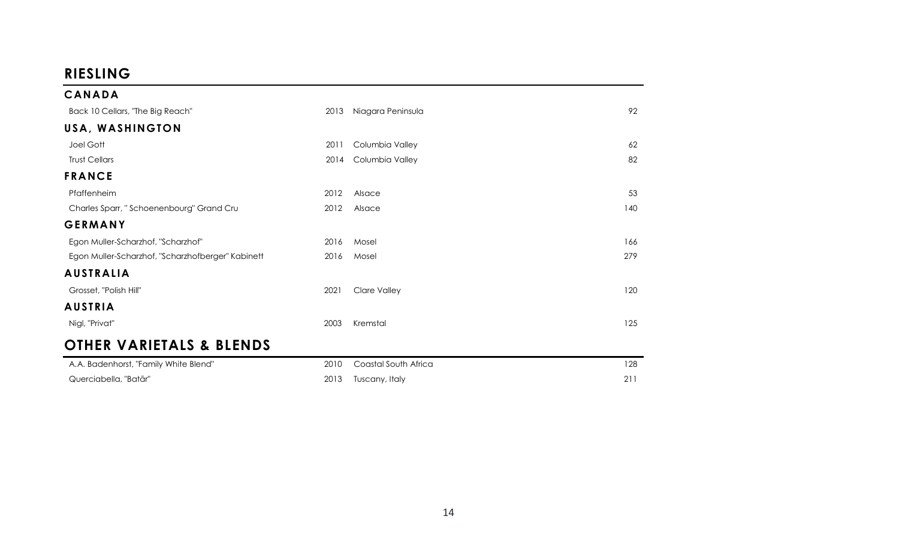## RIESLING

### CANADA

| | | | |
|---|---|---|---|
| Back 10 Cellars, "The Big Reach" | 2013 | Niagara Peninsula | 92 |

### USA, WASHINGTON

| | | | |
|---|---|---|---|
| Joel Gott | 2011 | Columbia Valley | 62 |
| Trust Cellars | 2014 | Columbia Valley | 82 |

### FRANCE

| | | | |
|---|---|---|---|
| Pfaffenheim | 2012 | Alsace | 53 |
| Charles Sparr, " Schoenenbourg" Grand Cru | 2012 | Alsace | 140 |

### GERMANY

| | | | |
|---|---|---|---|
| Egon Muller-Scharzhof, "Scharzhof" | 2016 | Mosel | 166 |
| Egon Muller-Scharzhof, "Scharzhofberger" Kabinett | 2016 | Mosel | 279 |

### AUSTRALIA

| | | | |
|---|---|---|---|
| Grosset, "Polish Hill" | 2021 | Clare Valley | 120 |

### AUSTRIA

| | | | |
|---|---|---|---|
| Nigl, "Privat" | 2003 | Kremstal | 125 |

## OTHER VARIETALS & BLENDS

| | | | |
|---|---|---|---|
| A.A. Badenhorst, "Family White Blend" | 2010 | Coastal South Africa | 128 |
| Querciabella, "Batār" | 2013 | Tuscany, Italy | 211 |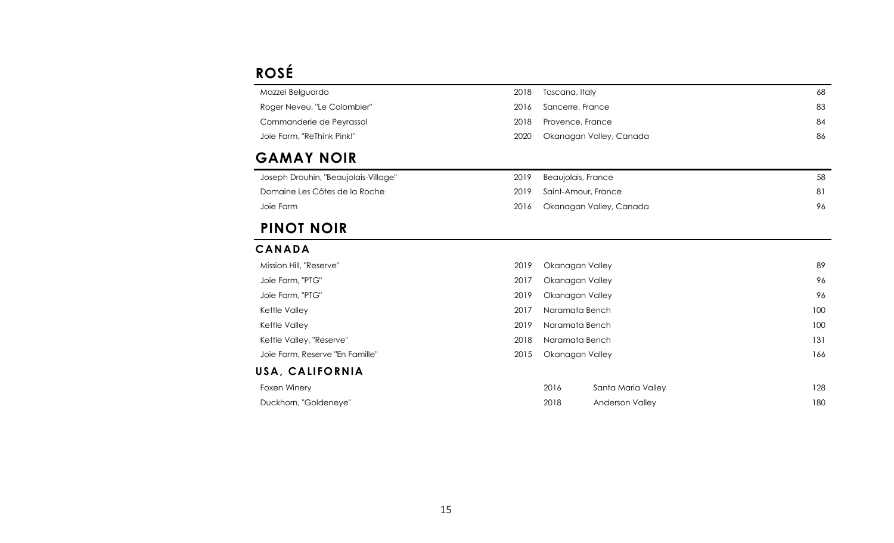# ROSÉ

| Wine | Vintage | Region | Price |
|---|---|---|---|
| Mazzei Belguardo | 2018 | Toscana, Italy | 68 |
| Roger Neveu, "Le Colombier" | 2016 | Sancerre, France | 83 |
| Commanderie de Peyrassol | 2018 | Provence, France | 84 |
| Joie Farm, "ReThink Pink!" | 2020 | Okanagan Valley, Canada | 86 |

# GAMAY NOIR

| Wine | Vintage | Region | Price |
|---|---|---|---|
| Joseph Drouhin, "Beaujolais-Village" | 2019 | Beaujolais, France | 58 |
| Domaine Les Côtes de la Roche | 2019 | Saint-Amour, France | 81 |
| Joie Farm | 2016 | Okanagan Valley, Canada | 96 |

# PINOT NOIR

## CANADA

| Wine | Vintage | Region | Price |
|---|---|---|---|
| Mission Hill, "Reserve" | 2019 | Okanagan Valley | 89 |
| Joie Farm, "PTG" | 2017 | Okanagan Valley | 96 |
| Joie Farm, "PTG" | 2019 | Okanagan Valley | 96 |
| Kettle Valley | 2017 | Naramata Bench | 100 |
| Kettle Valley | 2019 | Naramata Bench | 100 |
| Kettle Valley, "Reserve" | 2018 | Naramata Bench | 131 |
| Joie Farm, Reserve "En Famille" | 2015 | Okanagan Valley | 166 |

## USA, CALIFORNIA

| Wine | Vintage | Region | Price |
|---|---|---|---|
| Foxen Winery | 2016 | Santa Maria Valley | 128 |
| Duckhorn, "Goldeneye" | 2018 | Anderson Valley | 180 |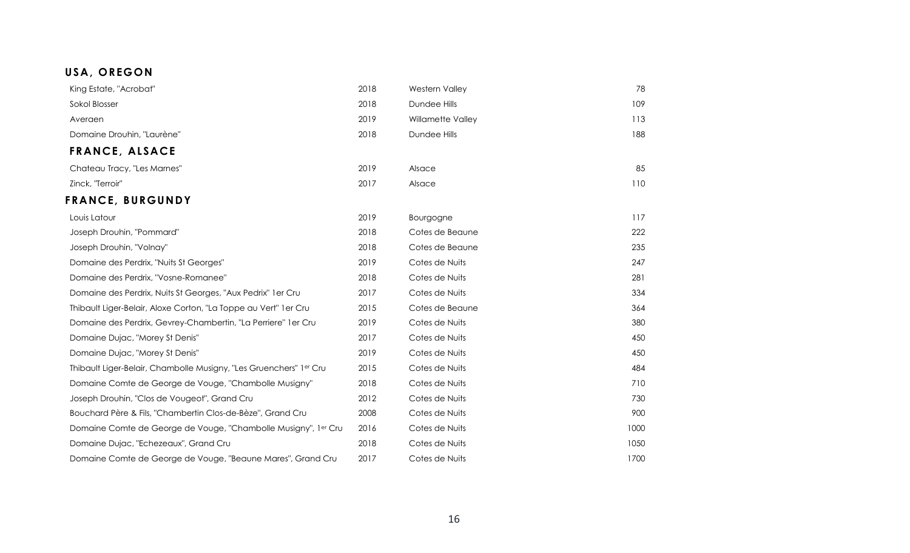## USA, OREGON

| | | | |
|---|---|---|---|
| King Estate, "Acrobat" | 2018 | Western Valley | 78 |
| Sokol Blosser | 2018 | Dundee Hills | 109 |
| Averaen | 2019 | Willamette Valley | 113 |
| Domaine Drouhin, "Laurène" | 2018 | Dundee Hills | 188 |

## FRANCE, ALSACE

| | | | |
|---|---|---|---|
| Chateau Tracy, "Les Marnes" | 2019 | Alsace | 85 |
| Zinck, "Terroir" | 2017 | Alsace | 110 |

## FRANCE, BURGUNDY

| | | | |
|---|---|---|---|
| Louis Latour | 2019 | Bourgogne | 117 |
| Joseph Drouhin, "Pommard" | 2018 | Cotes de Beaune | 222 |
| Joseph Drouhin, "Volnay" | 2018 | Cotes de Beaune | 235 |
| Domaine des Perdrix, "Nuits St Georges" | 2019 | Cotes de Nuits | 247 |
| Domaine des Perdrix, "Vosne-Romanee" | 2018 | Cotes de Nuits | 281 |
| Domaine des Perdrix, Nuits St Georges, "Aux Pedrix" 1er Cru | 2017 | Cotes de Nuits | 334 |
| Thibault Liger-Belair, Aloxe Corton, "La Toppe au Vert" 1er Cru | 2015 | Cotes de Beaune | 364 |
| Domaine des Perdrix, Gevrey-Chambertin, "La Perriere" 1er Cru | 2019 | Cotes de Nuits | 380 |
| Domaine Dujac, "Morey St Denis" | 2017 | Cotes de Nuits | 450 |
| Domaine Dujac, "Morey St Denis" | 2019 | Cotes de Nuits | 450 |
| Thibault Liger-Belair, Chambolle Musigny, "Les Gruenchers" 1er Cru | 2015 | Cotes de Nuits | 484 |
| Domaine Comte de George de Vouge, "Chambolle Musigny" | 2018 | Cotes de Nuits | 710 |
| Joseph Drouhin, "Clos de Vougeot", Grand Cru | 2012 | Cotes de Nuits | 730 |
| Bouchard Père & Fils, "Chambertin Clos-de-Bèze", Grand Cru | 2008 | Cotes de Nuits | 900 |
| Domaine Comte de George de Vouge, "Chambolle Musigny", 1er Cru | 2016 | Cotes de Nuits | 1000 |
| Domaine Dujac, "Echezeaux", Grand Cru | 2018 | Cotes de Nuits | 1050 |
| Domaine Comte de George de Vouge, "Beaune Mares", Grand Cru | 2017 | Cotes de Nuits | 1700 |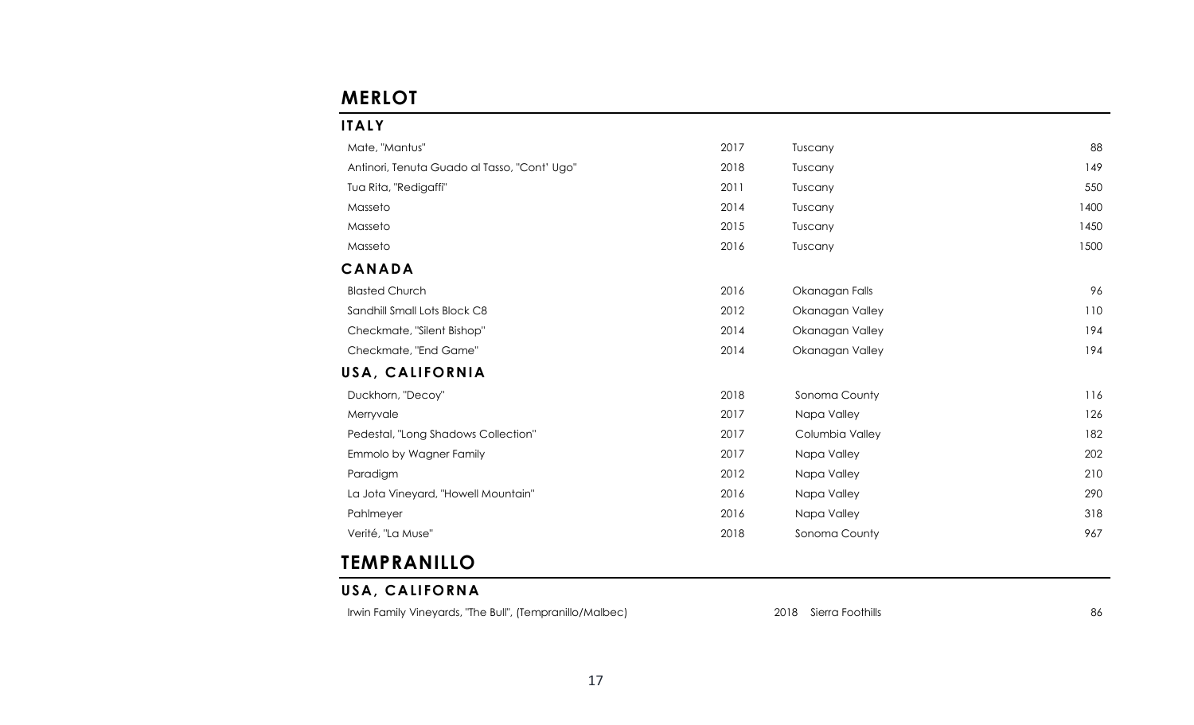# MERLOT

## ITALY

| | | | |
|---|---|---|---|
| Mate, "Mantus" | 2017 | Tuscany | 88 |
| Antinori, Tenuta Guado al Tasso, "Cont' Ugo" | 2018 | Tuscany | 149 |
| Tua Rita, "Redigaffi" | 2011 | Tuscany | 550 |
| Masseto | 2014 | Tuscany | 1400 |
| Masseto | 2015 | Tuscany | 1450 |
| Masseto | 2016 | Tuscany | 1500 |

## CANADA

| | | | |
|---|---|---|---|
| Blasted Church | 2016 | Okanagan Falls | 96 |
| Sandhill Small Lots Block C8 | 2012 | Okanagan Valley | 110 |
| Checkmate, "Silent Bishop" | 2014 | Okanagan Valley | 194 |
| Checkmate, "End Game" | 2014 | Okanagan Valley | 194 |

## USA, CALIFORNIA

| | | | |
|---|---|---|---|
| Duckhorn, "Decoy" | 2018 | Sonoma County | 116 |
| Merryvale | 2017 | Napa Valley | 126 |
| Pedestal, "Long Shadows Collection" | 2017 | Columbia Valley | 182 |
| Emmolo by Wagner Family | 2017 | Napa Valley | 202 |
| Paradigm | 2012 | Napa Valley | 210 |
| La Jota Vineyard, "Howell Mountain" | 2016 | Napa Valley | 290 |
| Pahlmeyer | 2016 | Napa Valley | 318 |
| Verité, "La Muse" | 2018 | Sonoma County | 967 |

# TEMPRANILLO

## USA, CALIFORNA

| | | | |
|---|---|---|---|
| Irwin Family Vineyards, "The Bull", (Tempranillo/Malbec) | 2018 | Sierra Foothills | 86 |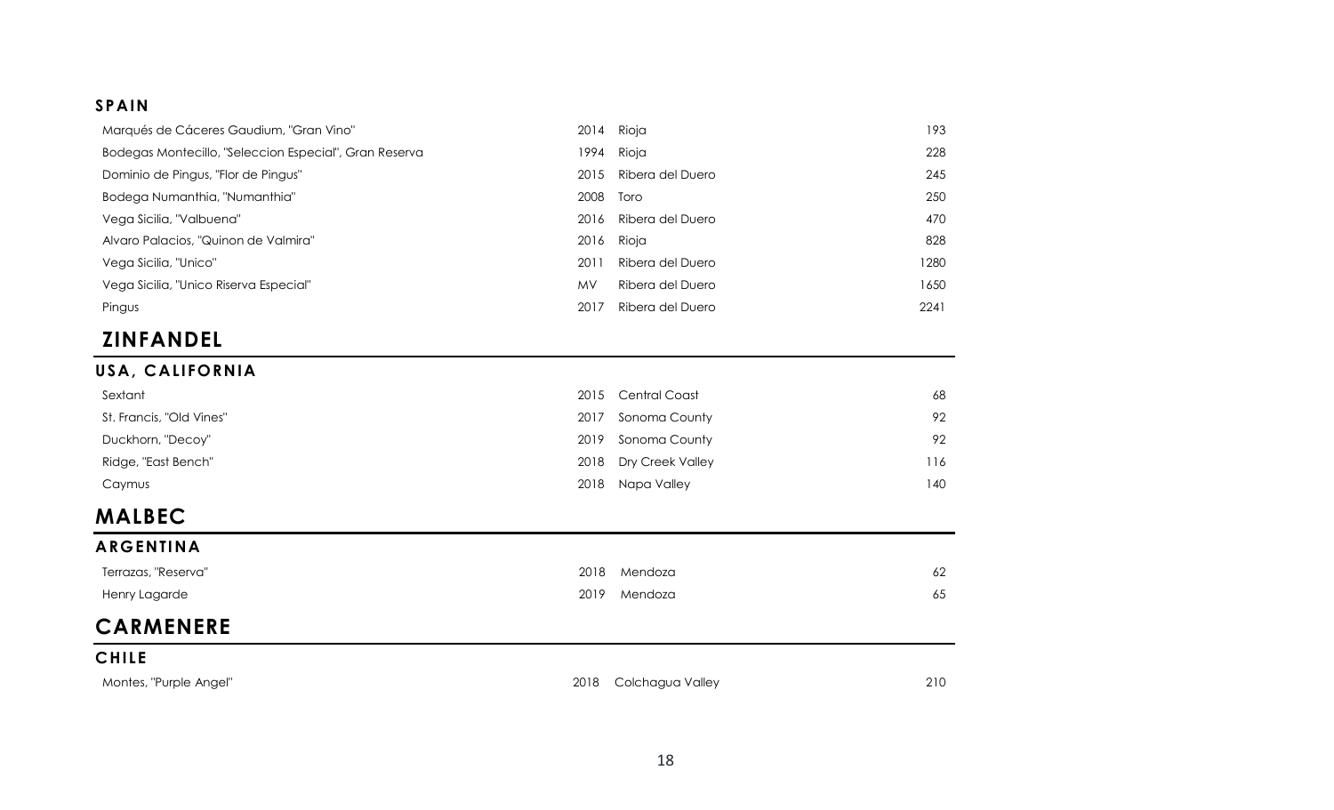### SPAIN

| Wine | Vintage | Region | Price |
|---|---|---|---|
| Marqués de Cáceres Gaudium, "Gran Vino" | 2014 | Rioja | 193 |
| Bodegas Montecillo, "Seleccion Especial", Gran Reserva | 1994 | Rioja | 228 |
| Dominio de Pingus, "Flor de Pingus" | 2015 | Ribera del Duero | 245 |
| Bodega Numanthia, "Numanthia" | 2008 | Toro | 250 |
| Vega Sicilia, "Valbuena" | 2016 | Ribera del Duero | 470 |
| Alvaro Palacios, "Quinon de Valmira" | 2016 | Rioja | 828 |
| Vega Sicilia, "Unico" | 2011 | Ribera del Duero | 1280 |
| Vega Sicilia, "Unico Riserva Especial" | MV | Ribera del Duero | 1650 |
| Pingus | 2017 | Ribera del Duero | 2241 |

## ZINFANDEL

### USA, CALIFORNIA

| Wine | Vintage | Region | Price |
|---|---|---|---|
| Sextant | 2015 | Central Coast | 68 |
| St. Francis, "Old Vines" | 2017 | Sonoma County | 92 |
| Duckhorn, "Decoy" | 2019 | Sonoma County | 92 |
| Ridge, "East Bench" | 2018 | Dry Creek Valley | 116 |
| Caymus | 2018 | Napa Valley | 140 |

## MALBEC

### ARGENTINA

| Wine | Vintage | Region | Price |
|---|---|---|---|
| Terrazas, "Reserva" | 2018 | Mendoza | 62 |
| Henry Lagarde | 2019 | Mendoza | 65 |

## CARMENERE

### CHILE

| Wine | Vintage | Region | Price |
|---|---|---|---|
| Montes, "Purple Angel" | 2018 | Colchagua Valley | 210 |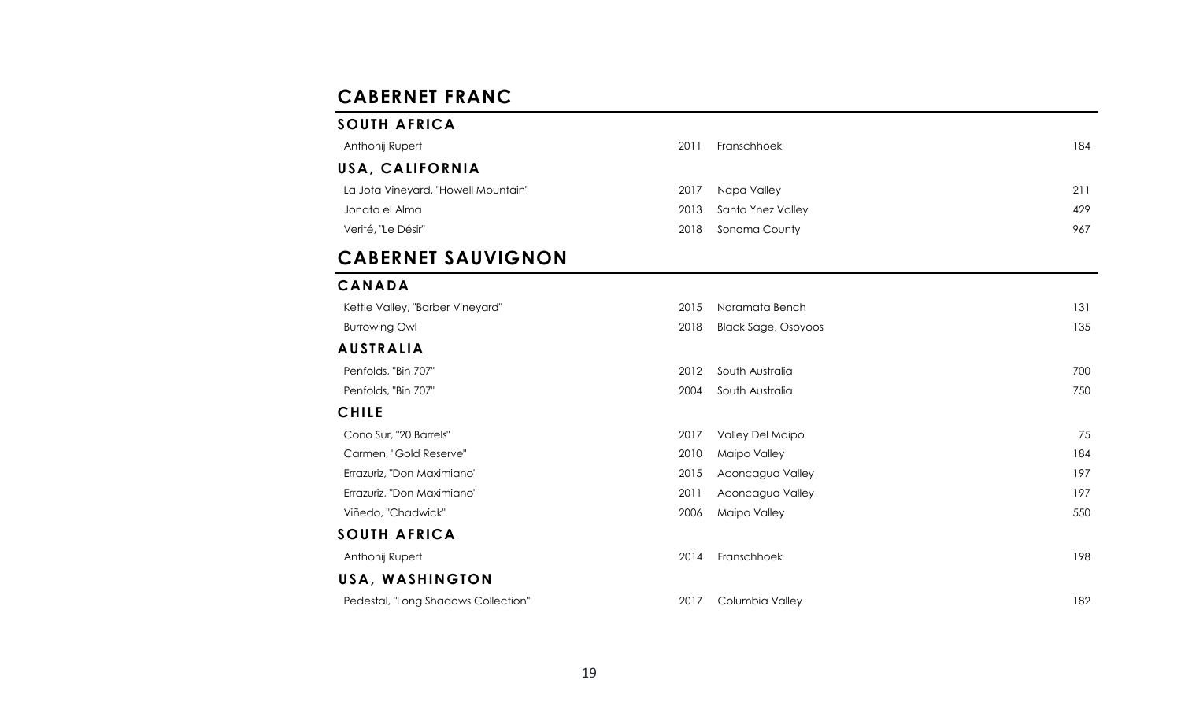# CABERNET FRANC

## SOUTH AFRICA

| Wine | Vintage | Region | Price |
|---|---|---|---|
| Anthonij Rupert | 2011 | Franschhoek | 184 |

## USA, CALIFORNIA

| Wine | Vintage | Region | Price |
|---|---|---|---|
| La Jota Vineyard, "Howell Mountain" | 2017 | Napa Valley | 211 |
| Jonata el Alma | 2013 | Santa Ynez Valley | 429 |
| Verité, "Le Désir" | 2018 | Sonoma County | 967 |

# CABERNET SAUVIGNON

## CANADA

| Wine | Vintage | Region | Price |
|---|---|---|---|
| Kettle Valley, "Barber Vineyard" | 2015 | Naramata Bench | 131 |
| Burrowing Owl | 2018 | Black Sage, Osoyoos | 135 |

## AUSTRALIA

| Wine | Vintage | Region | Price |
|---|---|---|---|
| Penfolds, "Bin 707" | 2012 | South Australia | 700 |
| Penfolds, "Bin 707" | 2004 | South Australia | 750 |

## CHILE

| Wine | Vintage | Region | Price |
|---|---|---|---|
| Cono Sur, "20 Barrels" | 2017 | Valley Del Maipo | 75 |
| Carmen, "Gold Reserve" | 2010 | Maipo Valley | 184 |
| Errazuriz, "Don Maximiano" | 2015 | Aconcagua Valley | 197 |
| Errazuriz, "Don Maximiano" | 2011 | Aconcagua Valley | 197 |
| Viñedo, "Chadwick" | 2006 | Maipo Valley | 550 |

## SOUTH AFRICA

| Wine | Vintage | Region | Price |
|---|---|---|---|
| Anthonij Rupert | 2014 | Franschhoek | 198 |

## USA, WASHINGTON

| Wine | Vintage | Region | Price |
|---|---|---|---|
| Pedestal, "Long Shadows Collection" | 2017 | Columbia Valley | 182 |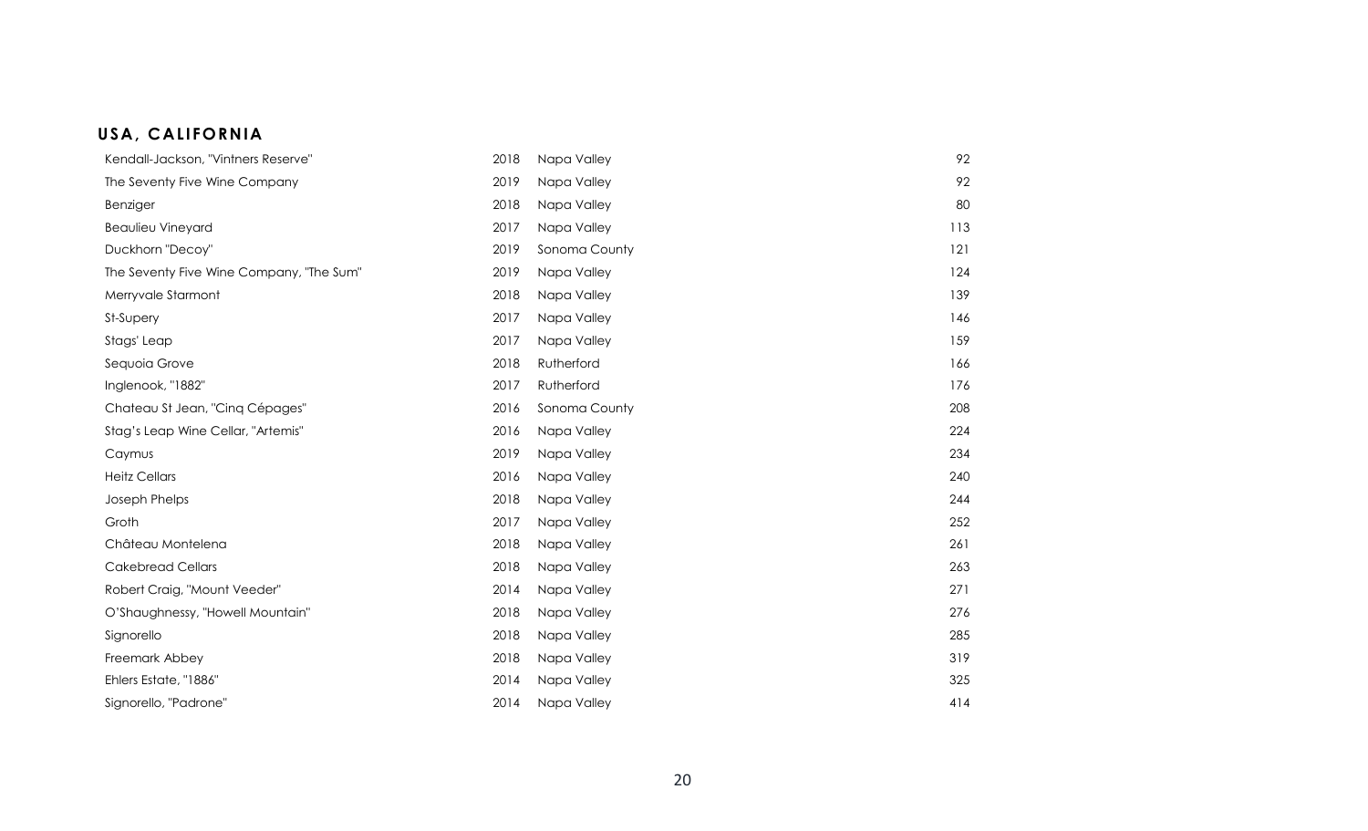## USA, CALIFORNIA

| Wine | Vintage | Region | Price |
| --- | --- | --- | --- |
| Kendall-Jackson, "Vintners Reserve" | 2018 | Napa Valley | 92 |
| The Seventy Five Wine Company | 2019 | Napa Valley | 92 |
| Benziger | 2018 | Napa Valley | 80 |
| Beaulieu Vineyard | 2017 | Napa Valley | 113 |
| Duckhorn "Decoy" | 2019 | Sonoma County | 121 |
| The Seventy Five Wine Company, "The Sum" | 2019 | Napa Valley | 124 |
| Merryvale Starmont | 2018 | Napa Valley | 139 |
| St-Supery | 2017 | Napa Valley | 146 |
| Stags' Leap | 2017 | Napa Valley | 159 |
| Sequoia Grove | 2018 | Rutherford | 166 |
| Inglenook, "1882" | 2017 | Rutherford | 176 |
| Chateau St Jean, "Cinq Cépages" | 2016 | Sonoma County | 208 |
| Stag's Leap Wine Cellar, "Artemis" | 2016 | Napa Valley | 224 |
| Caymus | 2019 | Napa Valley | 234 |
| Heitz Cellars | 2016 | Napa Valley | 240 |
| Joseph Phelps | 2018 | Napa Valley | 244 |
| Groth | 2017 | Napa Valley | 252 |
| Château Montelena | 2018 | Napa Valley | 261 |
| Cakebread Cellars | 2018 | Napa Valley | 263 |
| Robert Craig, "Mount Veeder" | 2014 | Napa Valley | 271 |
| O'Shaughnessy, "Howell Mountain" | 2018 | Napa Valley | 276 |
| Signorello | 2018 | Napa Valley | 285 |
| Freemark Abbey | 2018 | Napa Valley | 319 |
| Ehlers Estate, "1886" | 2014 | Napa Valley | 325 |
| Signorello, "Padrone" | 2014 | Napa Valley | 414 |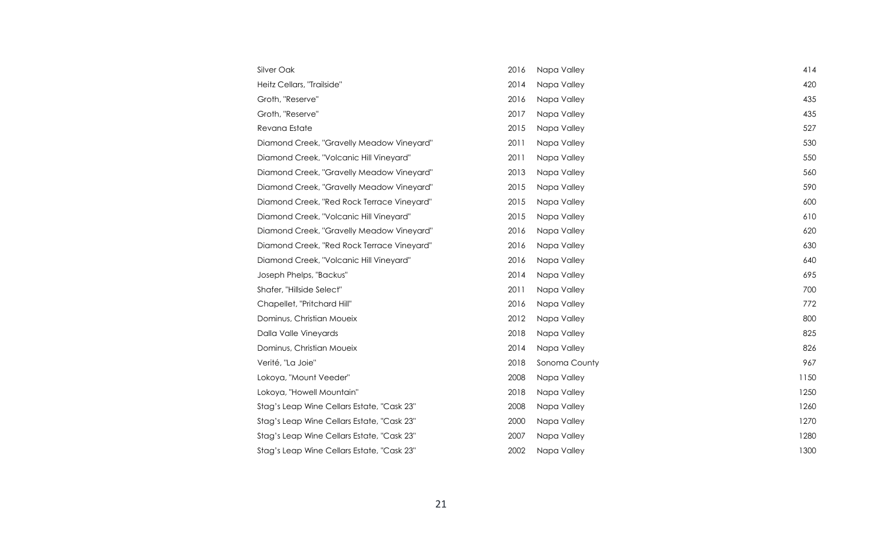| | | | |
|---|---|---|---|
| Silver Oak | 2016 | Napa Valley | 414 |
| Heitz Cellars, "Trailside" | 2014 | Napa Valley | 420 |
| Groth, "Reserve" | 2016 | Napa Valley | 435 |
| Groth, "Reserve" | 2017 | Napa Valley | 435 |
| Revana Estate | 2015 | Napa Valley | 527 |
| Diamond Creek, "Gravelly Meadow Vineyard" | 2011 | Napa Valley | 530 |
| Diamond Creek, "Volcanic Hill Vineyard" | 2011 | Napa Valley | 550 |
| Diamond Creek, "Gravelly Meadow Vineyard" | 2013 | Napa Valley | 560 |
| Diamond Creek, "Gravelly Meadow Vineyard" | 2015 | Napa Valley | 590 |
| Diamond Creek, "Red Rock Terrace Vineyard" | 2015 | Napa Valley | 600 |
| Diamond Creek, "Volcanic Hill Vineyard" | 2015 | Napa Valley | 610 |
| Diamond Creek, "Gravelly Meadow Vineyard" | 2016 | Napa Valley | 620 |
| Diamond Creek, "Red Rock Terrace Vineyard" | 2016 | Napa Valley | 630 |
| Diamond Creek, "Volcanic Hill Vineyard" | 2016 | Napa Valley | 640 |
| Joseph Phelps, "Backus" | 2014 | Napa Valley | 695 |
| Shafer, "Hillside Select" | 2011 | Napa Valley | 700 |
| Chapellet, "Pritchard Hill" | 2016 | Napa Valley | 772 |
| Dominus, Christian Moueix | 2012 | Napa Valley | 800 |
| Dalla Valle Vineyards | 2018 | Napa Valley | 825 |
| Dominus, Christian Moueix | 2014 | Napa Valley | 826 |
| Verité, "La Joie" | 2018 | Sonoma County | 967 |
| Lokoya, "Mount Veeder" | 2008 | Napa Valley | 1150 |
| Lokoya, "Howell Mountain" | 2018 | Napa Valley | 1250 |
| Stag's Leap Wine Cellars Estate, "Cask 23" | 2008 | Napa Valley | 1260 |
| Stag's Leap Wine Cellars Estate, "Cask 23" | 2000 | Napa Valley | 1270 |
| Stag's Leap Wine Cellars Estate, "Cask 23" | 2007 | Napa Valley | 1280 |
| Stag's Leap Wine Cellars Estate, "Cask 23" | 2002 | Napa Valley | 1300 |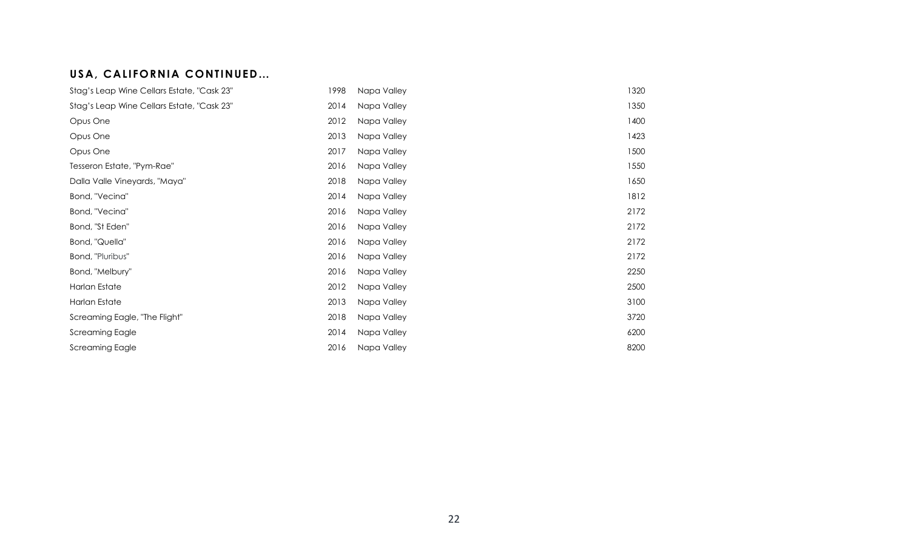## USA, CALIFORNIA CONTINUED…

| | | | |
|---|---|---|---|
| Stag's Leap Wine Cellars Estate, "Cask 23" | 1998 | Napa Valley | 1320 |
| Stag's Leap Wine Cellars Estate, "Cask 23" | 2014 | Napa Valley | 1350 |
| Opus One | 2012 | Napa Valley | 1400 |
| Opus One | 2013 | Napa Valley | 1423 |
| Opus One | 2017 | Napa Valley | 1500 |
| Tesseron Estate, "Pym-Rae" | 2016 | Napa Valley | 1550 |
| Dalla Valle Vineyards, "Maya" | 2018 | Napa Valley | 1650 |
| Bond, "Vecina" | 2014 | Napa Valley | 1812 |
| Bond, "Vecina" | 2016 | Napa Valley | 2172 |
| Bond, "St Eden" | 2016 | Napa Valley | 2172 |
| Bond, "Quella" | 2016 | Napa Valley | 2172 |
| Bond, "Pluribus" | 2016 | Napa Valley | 2172 |
| Bond, "Melbury" | 2016 | Napa Valley | 2250 |
| Harlan Estate | 2012 | Napa Valley | 2500 |
| Harlan Estate | 2013 | Napa Valley | 3100 |
| Screaming Eagle, "The Flight" | 2018 | Napa Valley | 3720 |
| Screaming Eagle | 2014 | Napa Valley | 6200 |
| Screaming Eagle | 2016 | Napa Valley | 8200 |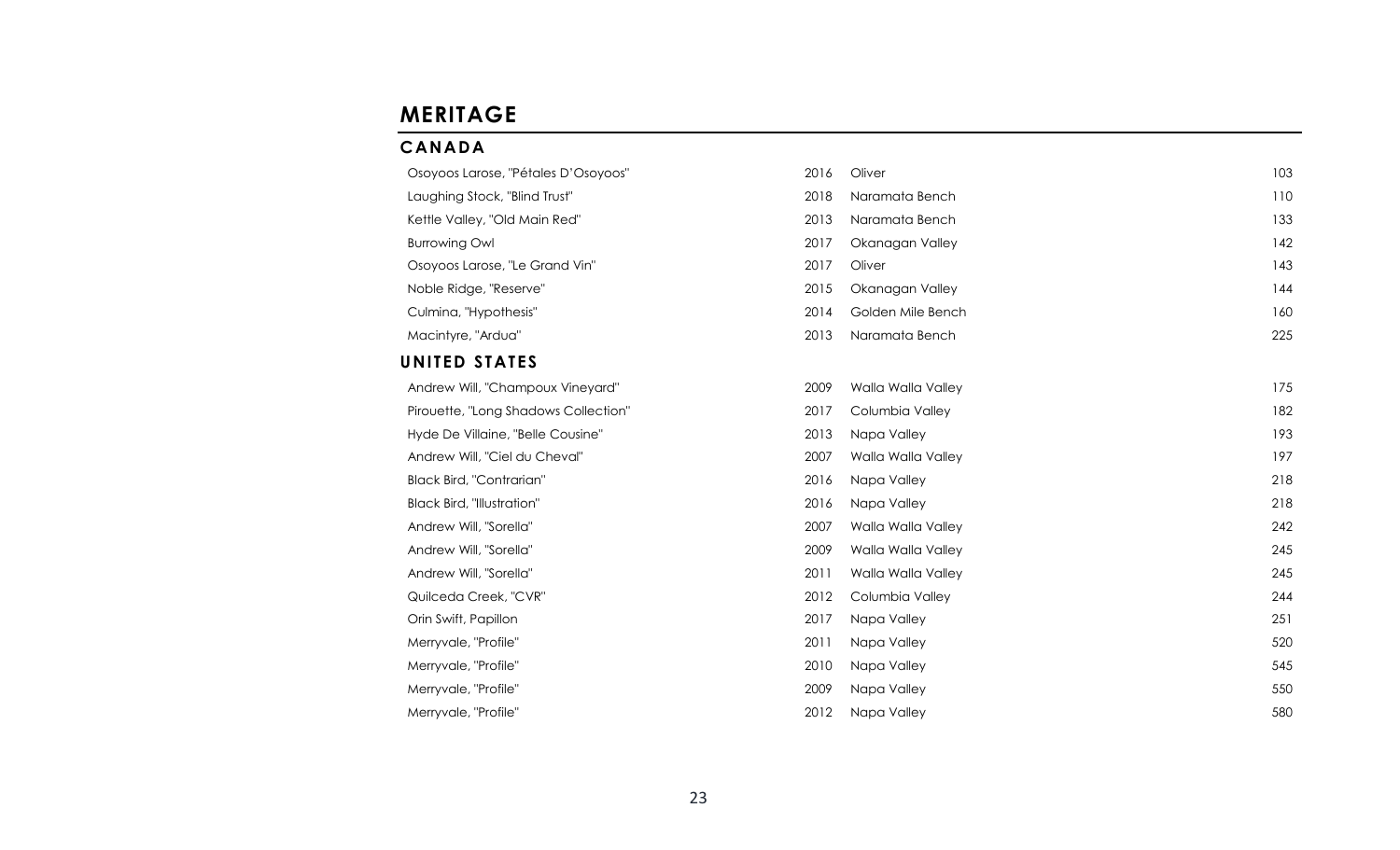# MERITAGE

## CANADA

| Wine | Vintage | Region | Price |
|---|---|---|---|
| Osoyoos Larose, "Pétales D'Osoyoos" | 2016 | Oliver | 103 |
| Laughing Stock, "Blind Trust" | 2018 | Naramata Bench | 110 |
| Kettle Valley, "Old Main Red" | 2013 | Naramata Bench | 133 |
| Burrowing Owl | 2017 | Okanagan Valley | 142 |
| Osoyoos Larose, "Le Grand Vin" | 2017 | Oliver | 143 |
| Noble Ridge, "Reserve" | 2015 | Okanagan Valley | 144 |
| Culmina, "Hypothesis" | 2014 | Golden Mile Bench | 160 |
| Macintyre, "Ardua" | 2013 | Naramata Bench | 225 |

## UNITED STATES

| Wine | Vintage | Region | Price |
|---|---|---|---|
| Andrew Will, "Champoux Vineyard" | 2009 | Walla Walla Valley | 175 |
| Pirouette, "Long Shadows Collection" | 2017 | Columbia Valley | 182 |
| Hyde De Villaine, "Belle Cousine" | 2013 | Napa Valley | 193 |
| Andrew Will, "Ciel du Cheval" | 2007 | Walla Walla Valley | 197 |
| Black Bird, "Contrarian" | 2016 | Napa Valley | 218 |
| Black Bird, "Illustration" | 2016 | Napa Valley | 218 |
| Andrew Will, "Sorella" | 2007 | Walla Walla Valley | 242 |
| Andrew Will, "Sorella" | 2009 | Walla Walla Valley | 245 |
| Andrew Will, "Sorella" | 2011 | Walla Walla Valley | 245 |
| Quilceda Creek, "CVR" | 2012 | Columbia Valley | 244 |
| Orin Swift, Papillon | 2017 | Napa Valley | 251 |
| Merryvale, "Profile" | 2011 | Napa Valley | 520 |
| Merryvale, "Profile" | 2010 | Napa Valley | 545 |
| Merryvale, "Profile" | 2009 | Napa Valley | 550 |
| Merryvale, "Profile" | 2012 | Napa Valley | 580 |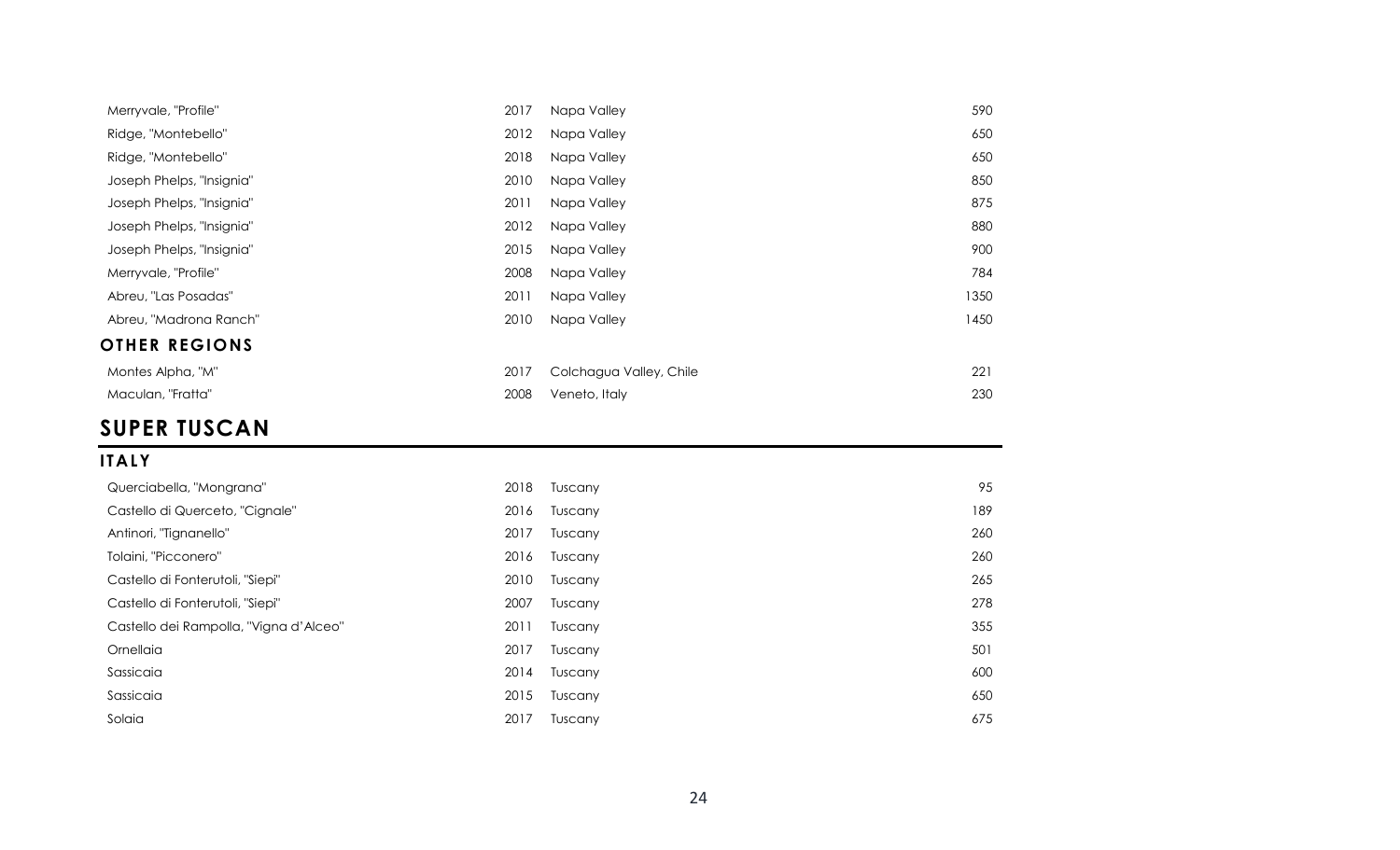| | | | |
|---|---|---|---|
| Merryvale, "Profile" | 2017 | Napa Valley | 590 |
| Ridge, "Montebello" | 2012 | Napa Valley | 650 |
| Ridge, "Montebello" | 2018 | Napa Valley | 650 |
| Joseph Phelps, "Insignia" | 2010 | Napa Valley | 850 |
| Joseph Phelps, "Insignia" | 2011 | Napa Valley | 875 |
| Joseph Phelps, "Insignia" | 2012 | Napa Valley | 880 |
| Joseph Phelps, "Insignia" | 2015 | Napa Valley | 900 |
| Merryvale, "Profile" | 2008 | Napa Valley | 784 |
| Abreu, "Las Posadas" | 2011 | Napa Valley | 1350 |
| Abreu, "Madrona Ranch" | 2010 | Napa Valley | 1450 |

### OTHER REGIONS

| | | | |
|---|---|---|---|
| Montes Alpha, "M" | 2017 | Colchagua Valley, Chile | 221 |
| Maculan, "Fratta" | 2008 | Veneto, Italy | 230 |

## SUPER TUSCAN

### ITALY

| | | | |
|---|---|---|---|
| Querciabella, "Mongrana" | 2018 | Tuscany | 95 |
| Castello di Querceto, "Cignale" | 2016 | Tuscany | 189 |
| Antinori, "Tignanello" | 2017 | Tuscany | 260 |
| Tolaini, "Picconero" | 2016 | Tuscany | 260 |
| Castello di Fonterutoli, "Siepi" | 2010 | Tuscany | 265 |
| Castello di Fonterutoli, "Siepi" | 2007 | Tuscany | 278 |
| Castello dei Rampolla, "Vigna d'Alceo" | 2011 | Tuscany | 355 |
| Ornellaia | 2017 | Tuscany | 501 |
| Sassicaia | 2014 | Tuscany | 600 |
| Sassicaia | 2015 | Tuscany | 650 |
| Solaia | 2017 | Tuscany | 675 |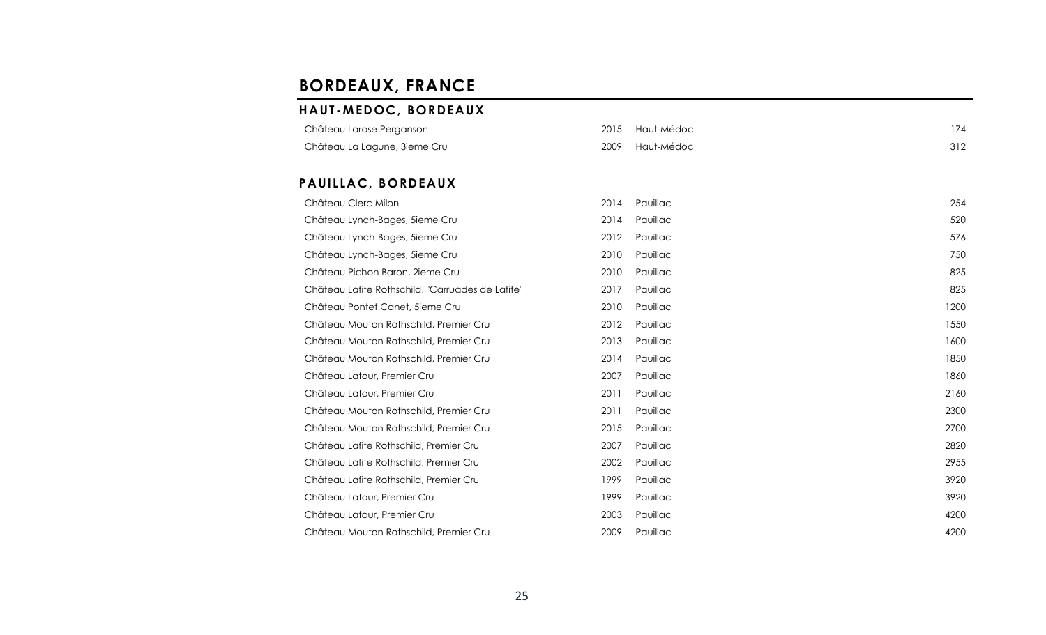# BORDEAUX, FRANCE

## HAUT-MEDOC, BORDEAUX

| | | | |
|---|---|---|---|
| Château Larose Perganson | 2015 | Haut-Médoc | 174 |
| Château La Lagune, 3ieme Cru | 2009 | Haut-Médoc | 312 |

## PAUILLAC, BORDEAUX

| | | | |
|---|---|---|---|
| Château Clerc Milon | 2014 | Pauillac | 254 |
| Château Lynch-Bages, 5ieme Cru | 2014 | Pauillac | 520 |
| Château Lynch-Bages, 5ieme Cru | 2012 | Pauillac | 576 |
| Château Lynch-Bages, 5ieme Cru | 2010 | Pauillac | 750 |
| Château Pichon Baron, 2ieme Cru | 2010 | Pauillac | 825 |
| Château Lafite Rothschild, "Carruades de Lafite" | 2017 | Pauillac | 825 |
| Château Pontet Canet, 5ieme Cru | 2010 | Pauillac | 1200 |
| Château Mouton Rothschild, Premier Cru | 2012 | Pauillac | 1550 |
| Château Mouton Rothschild, Premier Cru | 2013 | Pauillac | 1600 |
| Château Mouton Rothschild, Premier Cru | 2014 | Pauillac | 1850 |
| Château Latour, Premier Cru | 2007 | Pauillac | 1860 |
| Château Latour, Premier Cru | 2011 | Pauillac | 2160 |
| Château Mouton Rothschild, Premier Cru | 2011 | Pauillac | 2300 |
| Château Mouton Rothschild, Premier Cru | 2015 | Pauillac | 2700 |
| Château Lafite Rothschild, Premier Cru | 2007 | Pauillac | 2820 |
| Château Lafite Rothschild, Premier Cru | 2002 | Pauillac | 2955 |
| Château Lafite Rothschild, Premier Cru | 1999 | Pauillac | 3920 |
| Château Latour, Premier Cru | 1999 | Pauillac | 3920 |
| Château Latour, Premier Cru | 2003 | Pauillac | 4200 |
| Château Mouton Rothschild, Premier Cru | 2009 | Pauillac | 4200 |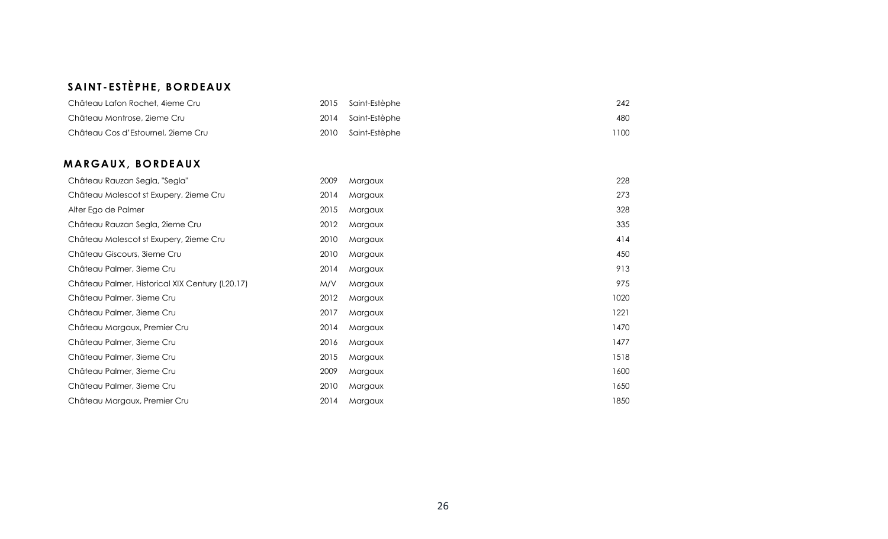## SAINT-ESTÈPHE, BORDEAUX

| | | | |
|---|---|---|---|
| Château Lafon Rochet, 4ieme Cru | 2015 | Saint-Estèphe | 242 |
| Château Montrose, 2ieme Cru | 2014 | Saint-Estèphe | 480 |
| Château Cos d'Estournel, 2ieme Cru | 2010 | Saint-Estèphe | 1100 |

## MARGAUX, BORDEAUX

| | | | |
|---|---|---|---|
| Château Rauzan Segla, "Segla" | 2009 | Margaux | 228 |
| Château Malescot st Exupery, 2ieme Cru | 2014 | Margaux | 273 |
| Alter Ego de Palmer | 2015 | Margaux | 328 |
| Château Rauzan Segla, 2ieme Cru | 2012 | Margaux | 335 |
| Château Malescot st Exupery, 2ieme Cru | 2010 | Margaux | 414 |
| Château Giscours, 3ieme Cru | 2010 | Margaux | 450 |
| Château Palmer, 3ieme Cru | 2014 | Margaux | 913 |
| Château Palmer, Historical XIX Century (L20.17) | M/V | Margaux | 975 |
| Château Palmer, 3ieme Cru | 2012 | Margaux | 1020 |
| Château Palmer, 3ieme Cru | 2017 | Margaux | 1221 |
| Château Margaux, Premier Cru | 2014 | Margaux | 1470 |
| Château Palmer, 3ieme Cru | 2016 | Margaux | 1477 |
| Château Palmer, 3ieme Cru | 2015 | Margaux | 1518 |
| Château Palmer, 3ieme Cru | 2009 | Margaux | 1600 |
| Château Palmer, 3ieme Cru | 2010 | Margaux | 1650 |
| Château Margaux, Premier Cru | 2014 | Margaux | 1850 |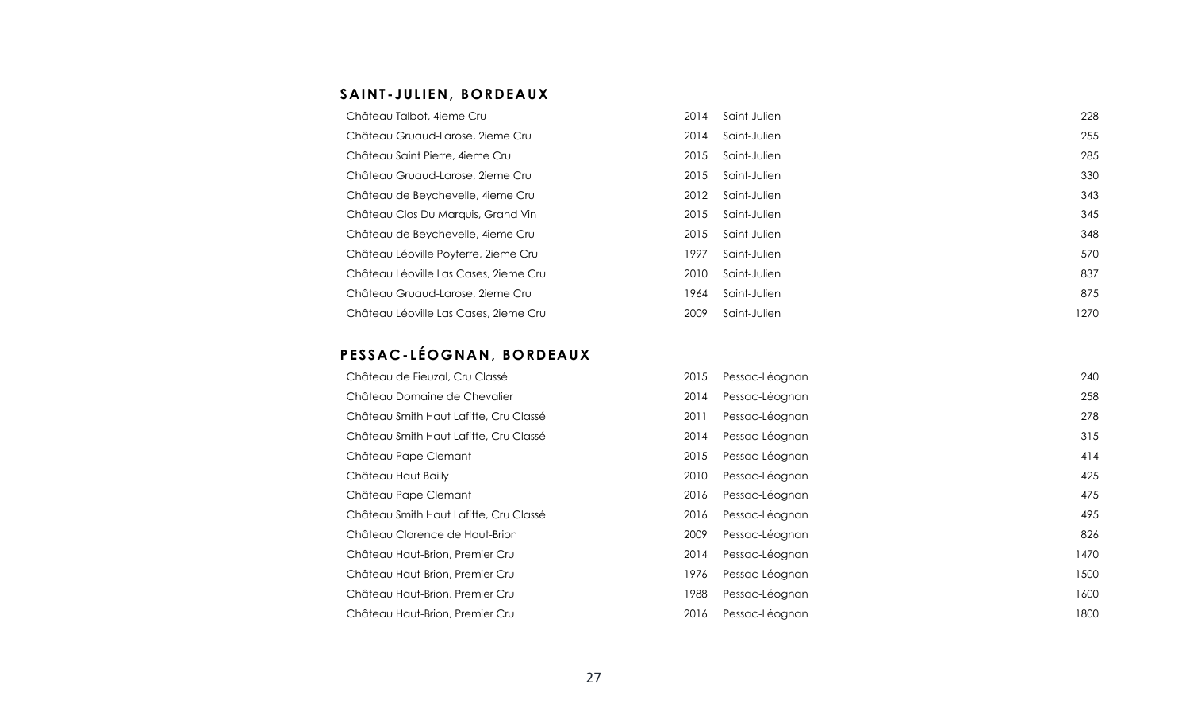## SAINT-JULIEN, BORDEAUX

| | | | |
|---|---|---|---|
| Château Talbot, 4ieme Cru | 2014 | Saint-Julien | 228 |
| Château Gruaud-Larose, 2ieme Cru | 2014 | Saint-Julien | 255 |
| Château Saint Pierre, 4ieme Cru | 2015 | Saint-Julien | 285 |
| Château Gruaud-Larose, 2ieme Cru | 2015 | Saint-Julien | 330 |
| Château de Beychevelle, 4ieme Cru | 2012 | Saint-Julien | 343 |
| Château Clos Du Marquis, Grand Vin | 2015 | Saint-Julien | 345 |
| Château de Beychevelle, 4ieme Cru | 2015 | Saint-Julien | 348 |
| Château Léoville Poyferre, 2ieme Cru | 1997 | Saint-Julien | 570 |
| Château Léoville Las Cases, 2ieme Cru | 2010 | Saint-Julien | 837 |
| Château Gruaud-Larose, 2ieme Cru | 1964 | Saint-Julien | 875 |
| Château Léoville Las Cases, 2ieme Cru | 2009 | Saint-Julien | 1270 |

## PESSAC-LÉOGNAN, BORDEAUX

| | | | |
|---|---|---|---|
| Château de Fieuzal, Cru Classé | 2015 | Pessac-Léognan | 240 |
| Château Domaine de Chevalier | 2014 | Pessac-Léognan | 258 |
| Château Smith Haut Lafitte, Cru Classé | 2011 | Pessac-Léognan | 278 |
| Château Smith Haut Lafitte, Cru Classé | 2014 | Pessac-Léognan | 315 |
| Château Pape Clemant | 2015 | Pessac-Léognan | 414 |
| Château Haut Bailly | 2010 | Pessac-Léognan | 425 |
| Château Pape Clemant | 2016 | Pessac-Léognan | 475 |
| Château Smith Haut Lafitte, Cru Classé | 2016 | Pessac-Léognan | 495 |
| Château Clarence de Haut-Brion | 2009 | Pessac-Léognan | 826 |
| Château Haut-Brion, Premier Cru | 2014 | Pessac-Léognan | 1470 |
| Château Haut-Brion, Premier Cru | 1976 | Pessac-Léognan | 1500 |
| Château Haut-Brion, Premier Cru | 1988 | Pessac-Léognan | 1600 |
| Château Haut-Brion, Premier Cru | 2016 | Pessac-Léognan | 1800 |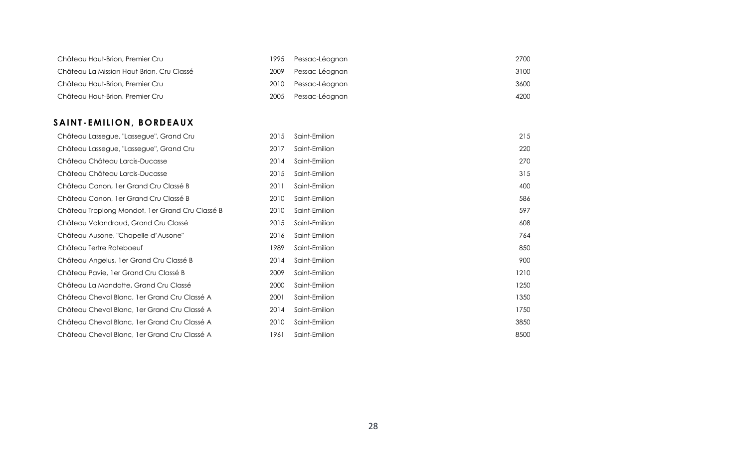| | | | |
|---|---|---|---|
| Château Haut-Brion, Premier Cru | 1995 | Pessac-Léognan | 2700 |
| Château La Mission Haut-Brion, Cru Classé | 2009 | Pessac-Léognan | 3100 |
| Château Haut-Brion, Premier Cru | 2010 | Pessac-Léognan | 3600 |
| Château Haut-Brion, Premier Cru | 2005 | Pessac-Léognan | 4200 |

## SAINT-EMILION, BORDEAUX

| | | | |
|---|---|---|---|
| Château Lassegue, "Lassegue", Grand Cru | 2015 | Saint-Emilion | 215 |
| Château Lassegue, "Lassegue", Grand Cru | 2017 | Saint-Emilion | 220 |
| Château Château Larcis-Ducasse | 2014 | Saint-Emilion | 270 |
| Château Château Larcis-Ducasse | 2015 | Saint-Emilion | 315 |
| Château Canon, 1er Grand Cru Classé B | 2011 | Saint-Emilion | 400 |
| Château Canon, 1er Grand Cru Classé B | 2010 | Saint-Emilion | 586 |
| Château Troplong Mondot, 1er Grand Cru Classé B | 2010 | Saint-Emilion | 597 |
| Château Valandraud, Grand Cru Classé | 2015 | Saint-Emilion | 608 |
| Château Ausone, "Chapelle d'Ausone" | 2016 | Saint-Emilion | 764 |
| Château Tertre Roteboeuf | 1989 | Saint-Emilion | 850 |
| Château Angelus, 1er Grand Cru Classé B | 2014 | Saint-Emilion | 900 |
| Château Pavie, 1er Grand Cru Classé B | 2009 | Saint-Emilion | 1210 |
| Château La Mondotte, Grand Cru Classé | 2000 | Saint-Emilion | 1250 |
| Château Cheval Blanc, 1er Grand Cru Classé A | 2001 | Saint-Emilion | 1350 |
| Château Cheval Blanc, 1er Grand Cru Classé A | 2014 | Saint-Emilion | 1750 |
| Château Cheval Blanc, 1er Grand Cru Classé A | 2010 | Saint-Emilion | 3850 |
| Château Cheval Blanc, 1er Grand Cru Classé A | 1961 | Saint-Emilion | 8500 |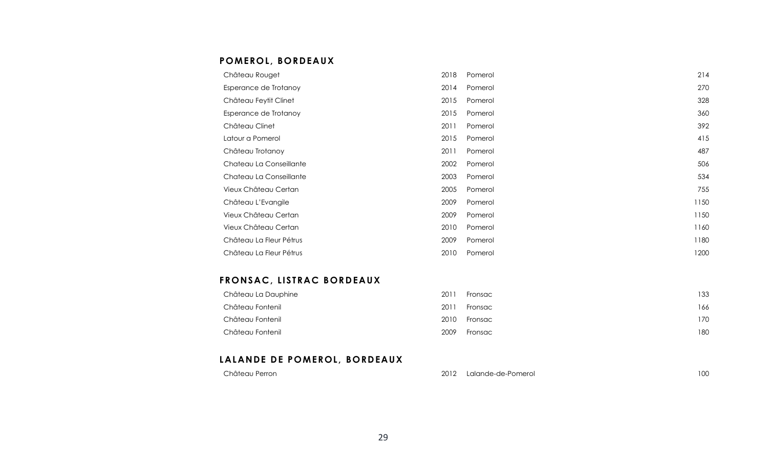## POMEROL, BORDEAUX

| Wine | Vintage | Appellation | Price |
|---|---|---|---|
| Château Rouget | 2018 | Pomerol | 214 |
| Esperance de Trotanoy | 2014 | Pomerol | 270 |
| Château Feytit Clinet | 2015 | Pomerol | 328 |
| Esperance de Trotanoy | 2015 | Pomerol | 360 |
| Château Clinet | 2011 | Pomerol | 392 |
| Latour a Pomerol | 2015 | Pomerol | 415 |
| Château Trotanoy | 2011 | Pomerol | 487 |
| Chateau La Conseillante | 2002 | Pomerol | 506 |
| Chateau La Conseillante | 2003 | Pomerol | 534 |
| Vieux Château Certan | 2005 | Pomerol | 755 |
| Château L'Evangile | 2009 | Pomerol | 1150 |
| Vieux Château Certan | 2009 | Pomerol | 1150 |
| Vieux Château Certan | 2010 | Pomerol | 1160 |
| Château La Fleur Pétrus | 2009 | Pomerol | 1180 |
| Château La Fleur Pétrus | 2010 | Pomerol | 1200 |

## FRONSAC, LISTRAC BORDEAUX

| Wine | Vintage | Appellation | Price |
|---|---|---|---|
| Château La Dauphine | 2011 | Fronsac | 133 |
| Château Fontenil | 2011 | Fronsac | 166 |
| Château Fontenil | 2010 | Fronsac | 170 |
| Château Fontenil | 2009 | Fronsac | 180 |

## LALANDE DE POMEROL, BORDEAUX

| Wine | Vintage | Appellation | Price |
|---|---|---|---|
| Château Perron | 2012 | Lalande-de-Pomerol | 100 |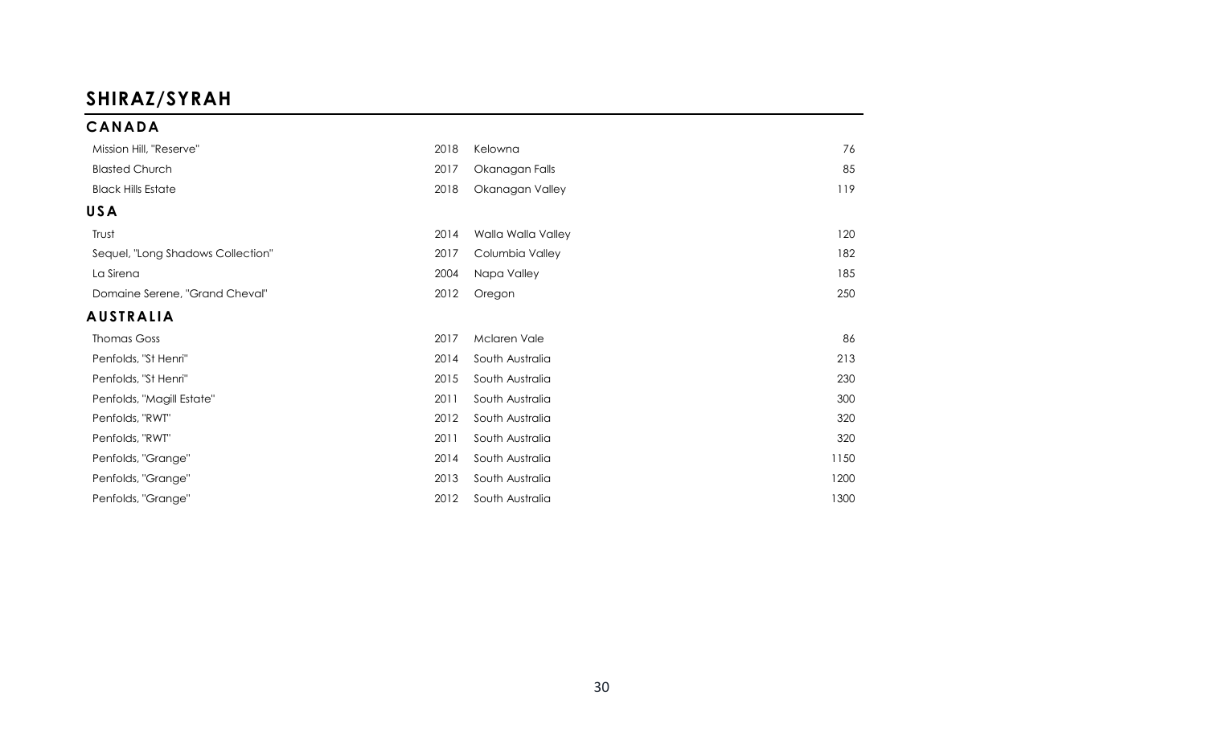# SHIRAZ/SYRAH

## CANADA

| | | | |
|---|---|---|---|
| Mission Hill, "Reserve" | 2018 | Kelowna | 76 |
| Blasted Church | 2017 | Okanagan Falls | 85 |
| Black Hills Estate | 2018 | Okanagan Valley | 119 |

## USA

| | | | |
|---|---|---|---|
| Trust | 2014 | Walla Walla Valley | 120 |
| Sequel, "Long Shadows Collection" | 2017 | Columbia Valley | 182 |
| La Sirena | 2004 | Napa Valley | 185 |
| Domaine Serene, "Grand Cheval" | 2012 | Oregon | 250 |

## AUSTRALIA

| | | | |
|---|---|---|---|
| Thomas Goss | 2017 | Mclaren Vale | 86 |
| Penfolds, "St Henri" | 2014 | South Australia | 213 |
| Penfolds, "St Henri" | 2015 | South Australia | 230 |
| Penfolds, "Magill Estate" | 2011 | South Australia | 300 |
| Penfolds, "RWT" | 2012 | South Australia | 320 |
| Penfolds, "RWT" | 2011 | South Australia | 320 |
| Penfolds, "Grange" | 2014 | South Australia | 1150 |
| Penfolds, "Grange" | 2013 | South Australia | 1200 |
| Penfolds, "Grange" | 2012 | South Australia | 1300 |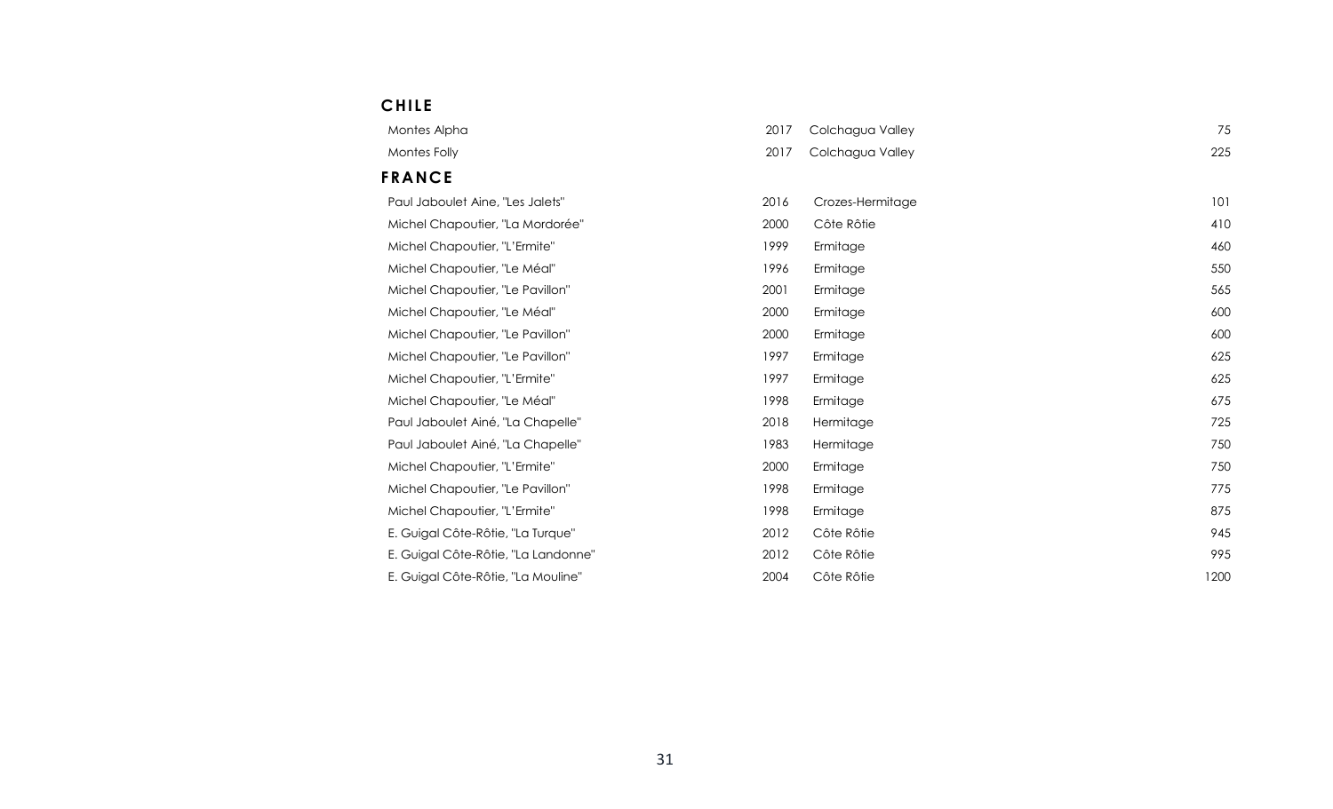## CHILE

| | | | |
|---|---|---|---|
| Montes Alpha | 2017 | Colchagua Valley | 75 |
| Montes Folly | 2017 | Colchagua Valley | 225 |

## FRANCE

| | | | |
|---|---|---|---|
| Paul Jaboulet Aine, "Les Jalets" | 2016 | Crozes-Hermitage | 101 |
| Michel Chapoutier, "La Mordorée" | 2000 | Côte Rôtie | 410 |
| Michel Chapoutier, "L'Ermite" | 1999 | Ermitage | 460 |
| Michel Chapoutier, "Le Méal" | 1996 | Ermitage | 550 |
| Michel Chapoutier, "Le Pavillon" | 2001 | Ermitage | 565 |
| Michel Chapoutier, "Le Méal" | 2000 | Ermitage | 600 |
| Michel Chapoutier, "Le Pavillon" | 2000 | Ermitage | 600 |
| Michel Chapoutier, "Le Pavillon" | 1997 | Ermitage | 625 |
| Michel Chapoutier, "L'Ermite" | 1997 | Ermitage | 625 |
| Michel Chapoutier, "Le Méal" | 1998 | Ermitage | 675 |
| Paul Jaboulet Ainé, "La Chapelle" | 2018 | Hermitage | 725 |
| Paul Jaboulet Ainé, "La Chapelle" | 1983 | Hermitage | 750 |
| Michel Chapoutier, "L'Ermite" | 2000 | Ermitage | 750 |
| Michel Chapoutier, "Le Pavillon" | 1998 | Ermitage | 775 |
| Michel Chapoutier, "L'Ermite" | 1998 | Ermitage | 875 |
| E. Guigal Côte-Rôtie, "La Turque" | 2012 | Côte Rôtie | 945 |
| E. Guigal Côte-Rôtie, "La Landonne" | 2012 | Côte Rôtie | 995 |
| E. Guigal Côte-Rôtie, "La Mouline" | 2004 | Côte Rôtie | 1200 |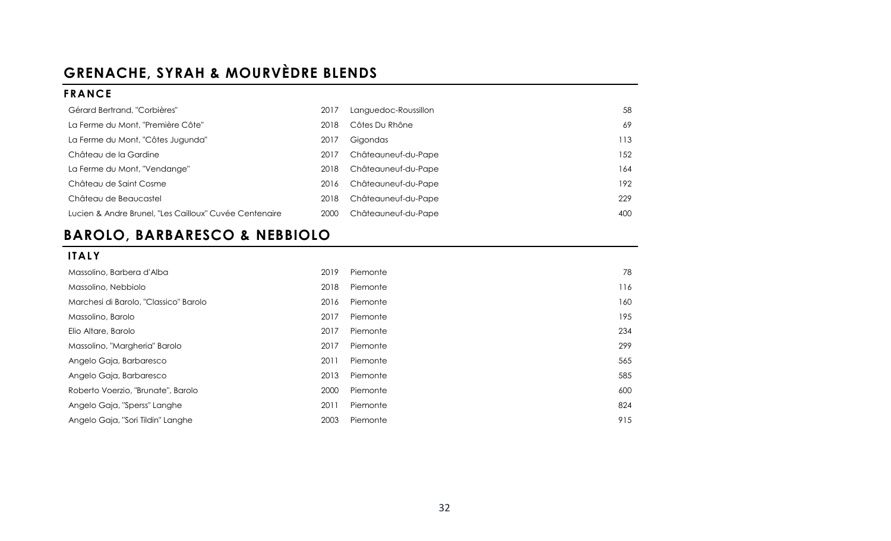# GRENACHE, SYRAH & MOURVÈDRE BLENDS

## FRANCE

| Wine | Vintage | Region | Price |
|---|---|---|---|
| Gérard Bertrand, "Corbières" | 2017 | Languedoc-Roussillon | 58 |
| La Ferme du Mont, "Première Côte" | 2018 | Côtes Du Rhône | 69 |
| La Ferme du Mont, "Côtes Jugunda" | 2017 | Gigondas | 113 |
| Château de la Gardine | 2017 | Châteauneuf-du-Pape | 152 |
| La Ferme du Mont, "Vendange" | 2018 | Châteauneuf-du-Pape | 164 |
| Château de Saint Cosme | 2016 | Châteauneuf-du-Pape | 192 |
| Château de Beaucastel | 2018 | Châteauneuf-du-Pape | 229 |
| Lucien & Andre Brunel, "Les Cailloux" Cuvée Centenaire | 2000 | Châteauneuf-du-Pape | 400 |

# BAROLO, BARBARESCO & NEBBIOLO

## ITALY

| Wine | Vintage | Region | Price |
|---|---|---|---|
| Massolino, Barbera d'Alba | 2019 | Piemonte | 78 |
| Massolino, Nebbiolo | 2018 | Piemonte | 116 |
| Marchesi di Barolo, "Classico" Barolo | 2016 | Piemonte | 160 |
| Massolino, Barolo | 2017 | Piemonte | 195 |
| Elio Altare, Barolo | 2017 | Piemonte | 234 |
| Massolino, "Margheria" Barolo | 2017 | Piemonte | 299 |
| Angelo Gaja, Barbaresco | 2011 | Piemonte | 565 |
| Angelo Gaja, Barbaresco | 2013 | Piemonte | 585 |
| Roberto Voerzio, "Brunate", Barolo | 2000 | Piemonte | 600 |
| Angelo Gaja, "Sperss" Langhe | 2011 | Piemonte | 824 |
| Angelo Gaja, "Sori Tildin" Langhe | 2003 | Piemonte | 915 |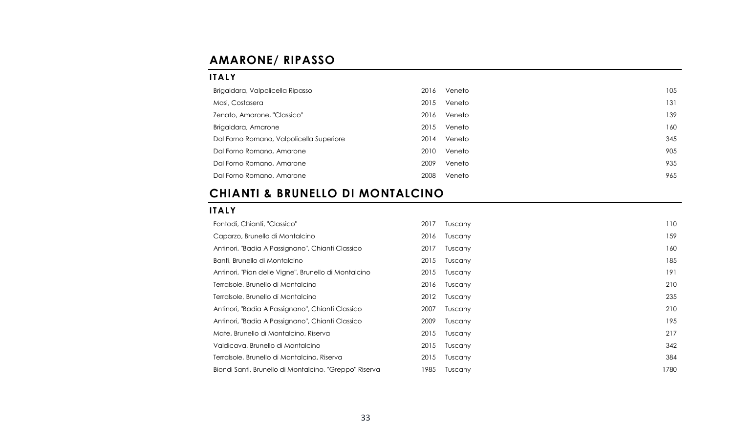## AMARONE/ RIPASSO

### ITALY

| | | | |
|---|---|---|---|
| Brigaldara, Valpolicella Ripasso | 2016 | Veneto | 105 |
| Masi, Costasera | 2015 | Veneto | 131 |
| Zenato, Amarone, "Classico" | 2016 | Veneto | 139 |
| Brigaldara, Amarone | 2015 | Veneto | 160 |
| Dal Forno Romano, Valpolicella Superiore | 2014 | Veneto | 345 |
| Dal Forno Romano, Amarone | 2010 | Veneto | 905 |
| Dal Forno Romano, Amarone | 2009 | Veneto | 935 |
| Dal Forno Romano, Amarone | 2008 | Veneto | 965 |

## CHIANTI & BRUNELLO DI MONTALCINO

### ITALY

| | | | |
|---|---|---|---|
| Fontodi, Chianti, "Classico" | 2017 | Tuscany | 110 |
| Caparzo, Brunello di Montalcino | 2016 | Tuscany | 159 |
| Antinori, "Badia A Passignano", Chianti Classico | 2017 | Tuscany | 160 |
| Banfi, Brunello di Montalcino | 2015 | Tuscany | 185 |
| Antinori, "Pian delle Vigne", Brunello di Montalcino | 2015 | Tuscany | 191 |
| Terralsole, Brunello di Montalcino | 2016 | Tuscany | 210 |
| Terralsole, Brunello di Montalcino | 2012 | Tuscany | 235 |
| Antinori, "Badia A Passignano", Chianti Classico | 2007 | Tuscany | 210 |
| Antinori, "Badia A Passignano", Chianti Classico | 2009 | Tuscany | 195 |
| Mate, Brunello di Montalcino, Riserva | 2015 | Tuscany | 217 |
| Valdicava, Brunello di Montalcino | 2015 | Tuscany | 342 |
| Terralsole, Brunello di Montalcino, Riserva | 2015 | Tuscany | 384 |
| Biondi Santi, Brunello di Montalcino, "Greppo" Riserva | 1985 | Tuscany | 1780 |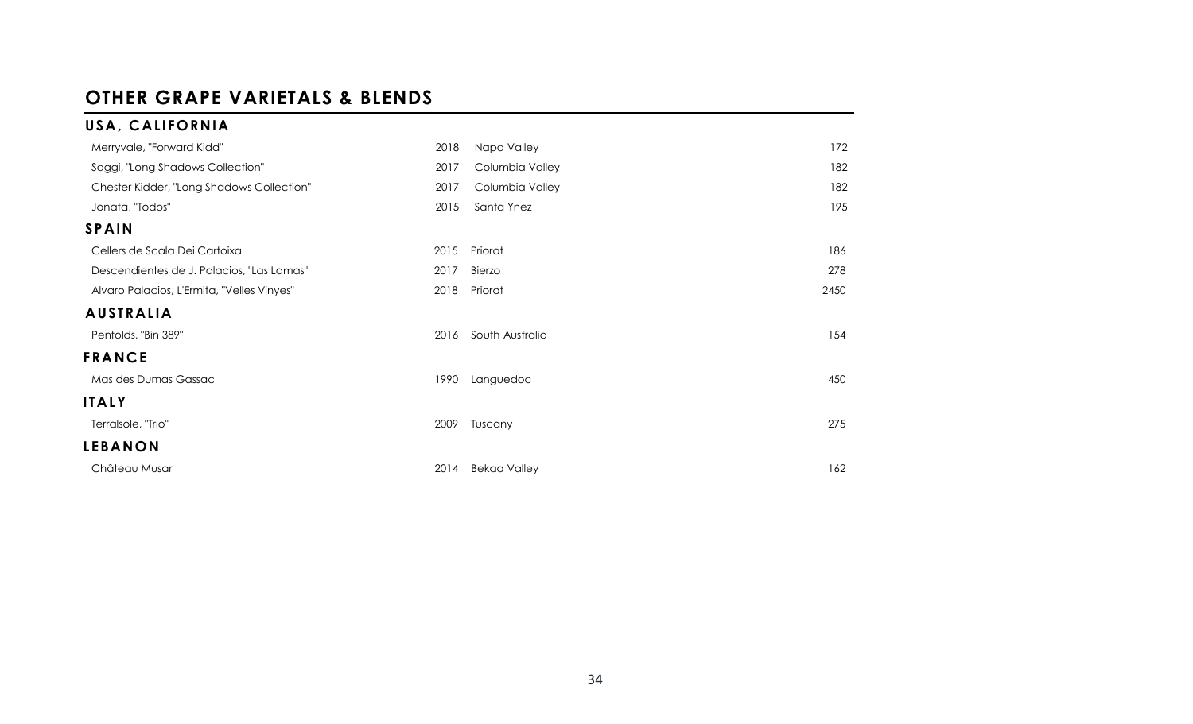# OTHER GRAPE VARIETALS & BLENDS

## USA, CALIFORNIA

| | | | |
|---|---|---|---|
| Merryvale, "Forward Kidd" | 2018 | Napa Valley | 172 |
| Saggi, "Long Shadows Collection" | 2017 | Columbia Valley | 182 |
| Chester Kidder, "Long Shadows Collection" | 2017 | Columbia Valley | 182 |
| Jonata, "Todos" | 2015 | Santa Ynez | 195 |

## SPAIN

| | | | |
|---|---|---|---|
| Cellers de Scala Dei Cartoixa | 2015 | Priorat | 186 |
| Descendientes de J. Palacios, "Las Lamas" | 2017 | Bierzo | 278 |
| Alvaro Palacios, L'Ermita, "Velles Vinyes" | 2018 | Priorat | 2450 |

## AUSTRALIA

| | | | |
|---|---|---|---|
| Penfolds, "Bin 389" | 2016 | South Australia | 154 |

## FRANCE

| | | | |
|---|---|---|---|
| Mas des Dumas Gassac | 1990 | Languedoc | 450 |

## ITALY

| | | | |
|---|---|---|---|
| Terralsole, "Trio" | 2009 | Tuscany | 275 |

## LEBANON

| | | | |
|---|---|---|---|
| Château Musar | 2014 | Bekaa Valley | 162 |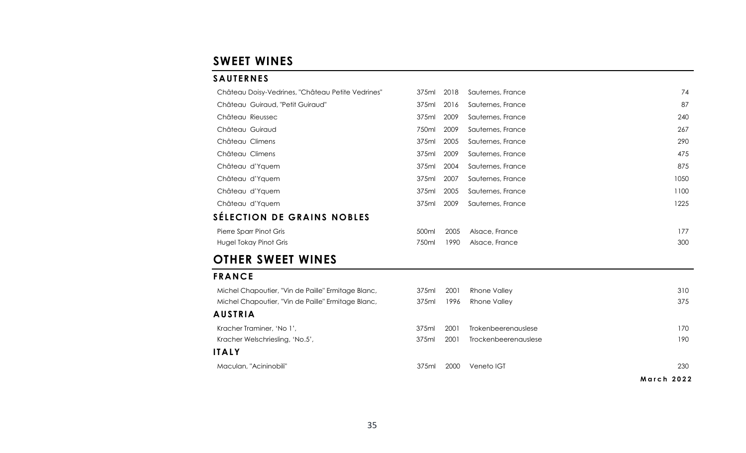# SWEET WINES

## SAUTERNES

| | | | | |
|---|---|---|---|---|
| Château Doisy-Vedrines, "Château Petite Vedrines" | 375ml | 2018 | Sauternes, France | 74 |
| Château Guiraud, "Petit Guiraud" | 375ml | 2016 | Sauternes, France | 87 |
| Château Rieussec | 375ml | 2009 | Sauternes, France | 240 |
| Château Guiraud | 750ml | 2009 | Sauternes, France | 267 |
| Château Climens | 375ml | 2005 | Sauternes, France | 290 |
| Château Climens | 375ml | 2009 | Sauternes, France | 475 |
| Château d'Yquem | 375ml | 2004 | Sauternes, France | 875 |
| Château d'Yquem | 375ml | 2007 | Sauternes, France | 1050 |
| Château d'Yquem | 375ml | 2005 | Sauternes, France | 1100 |
| Château d'Yquem | 375ml | 2009 | Sauternes, France | 1225 |

## SÉLECTION DE GRAINS NOBLES

| | | | | |
|---|---|---|---|---|
| Pierre Sparr Pinot Gris | 500ml | 2005 | Alsace, France | 177 |
| Hugel Tokay Pinot Gris | 750ml | 1990 | Alsace, France | 300 |

# OTHER SWEET WINES

## FRANCE

| | | | | |
|---|---|---|---|---|
| Michel Chapoutier, "Vin de Paille" Ermitage Blanc, | 375ml | 2001 | Rhone Valley | 310 |
| Michel Chapoutier, "Vin de Paille" Ermitage Blanc, | 375ml | 1996 | Rhone Valley | 375 |

## AUSTRIA

| | | | | |
|---|---|---|---|---|
| Kracher Traminer, 'No 1', | 375ml | 2001 | Trokenbeerenauslese | 170 |
| Kracher Welschriesling, 'No.5', | 375ml | 2001 | Trockenbeerenauslese | 190 |

## ITALY

| | | | | |
|---|---|---|---|---|
| Maculan, "Acininobili" | 375ml | 2000 | Veneto IGT | 230 |

**March 2022**